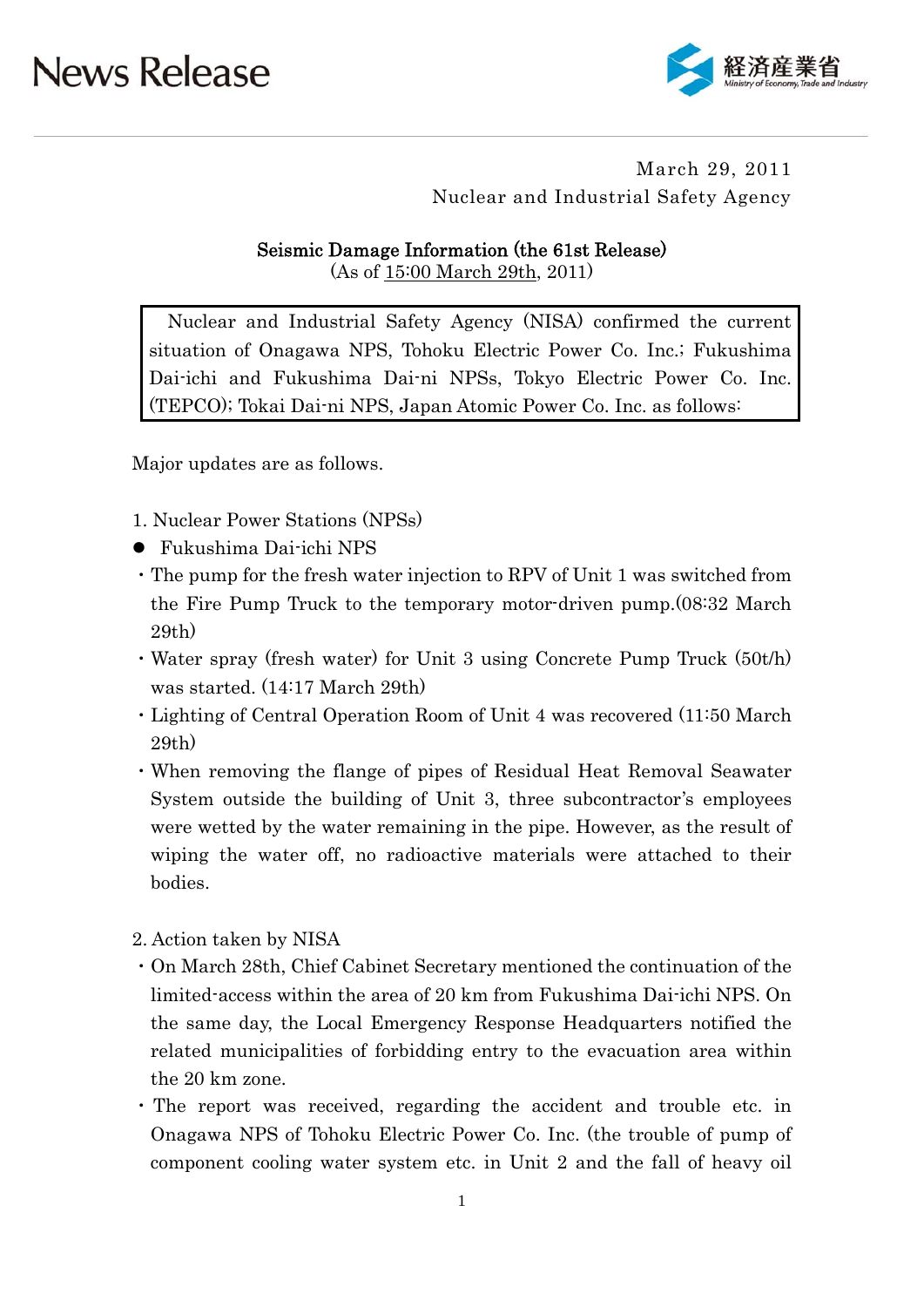News Release

March 29, 2011
Nuclear and Industrial Safety Agency

**Seismic Damage Information (the 61st Release)**
(As of 15:00 March 29th, 2011)

> Nuclear and Industrial Safety Agency (NISA) confirmed the current situation of Onagawa NPS, Tohoku Electric Power Co. Inc.; Fukushima Dai-ichi and Fukushima Dai-ni NPSs, Tokyo Electric Power Co. Inc. (TEPCO); Tokai Dai-ni NPS, Japan Atomic Power Co. Inc. as follows:

Major updates are as follows.

1. Nuclear Power Stations (NPSs)

- Fukushima Dai-ichi NPS
  - The pump for the fresh water injection to RPV of Unit 1 was switched from the Fire Pump Truck to the temporary motor-driven pump.(08:32 March 29th)
  - Water spray (fresh water) for Unit 3 using Concrete Pump Truck (50t/h) was started. (14:17 March 29th)
  - Lighting of Central Operation Room of Unit 4 was recovered (11:50 March 29th)
  - When removing the flange of pipes of Residual Heat Removal Seawater System outside the building of Unit 3, three subcontractor's employees were wetted by the water remaining in the pipe. However, as the result of wiping the water off, no radioactive materials were attached to their bodies.

2. Action taken by NISA

- On March 28th, Chief Cabinet Secretary mentioned the continuation of the limited-access within the area of 20 km from Fukushima Dai-ichi NPS. On the same day, the Local Emergency Response Headquarters notified the related municipalities of forbidding entry to the evacuation area within the 20 km zone.
- The report was received, regarding the accident and trouble etc. in Onagawa NPS of Tohoku Electric Power Co. Inc. (the trouble of pump of component cooling water system etc. in Unit 2 and the fall of heavy oil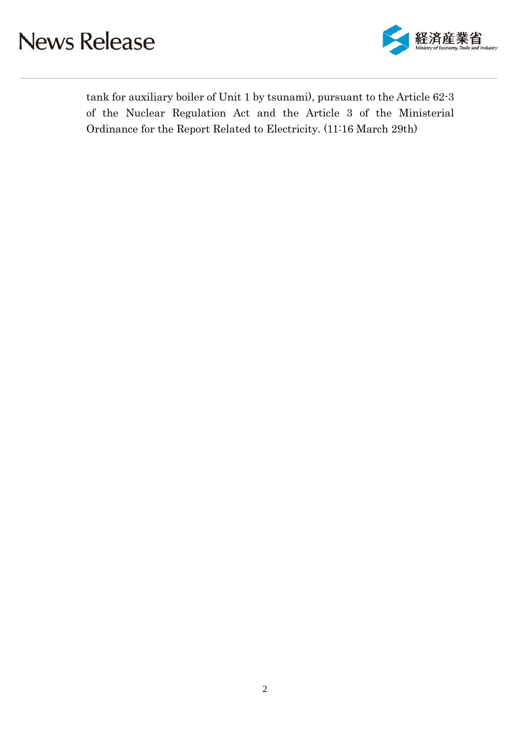tank for auxiliary boiler of Unit 1 by tsunami), pursuant to the Article 62-3 of the Nuclear Regulation Act and the Article 3 of the Ministerial Ordinance for the Report Related to Electricity. (11:16 March 29th)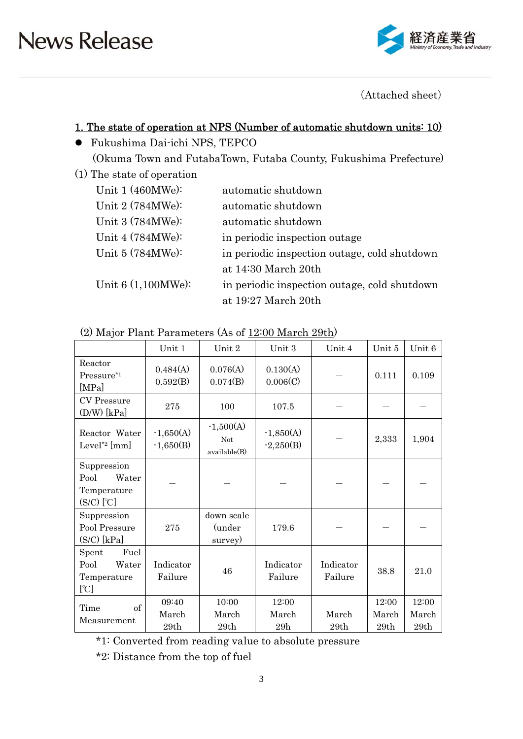(Attached sheet)

## 1. The state of operation at NPS (Number of automatic shutdown units: 10)

- Fukushima Dai-ichi NPS, TEPCO
  (Okuma Town and FutabaTown, Futaba County, Fukushima Prefecture)

(1) The state of operation

| | |
|---|---|
| Unit 1 (460MWe): | automatic shutdown |
| Unit 2 (784MWe): | automatic shutdown |
| Unit 3 (784MWe): | automatic shutdown |
| Unit 4 (784MWe): | in periodic inspection outage |
| Unit 5 (784MWe): | in periodic inspection outage, cold shutdown at 14:30 March 20th |
| Unit 6 (1,100MWe): | in periodic inspection outage, cold shutdown at 19:27 March 20th |

(2) Major Plant Parameters (As of 12:00 March 29th)

| | Unit 1 | Unit 2 | Unit 3 | Unit 4 | Unit 5 | Unit 6 |
|---|---|---|---|---|---|---|
| Reactor Pressure*1 [MPa] | 0.484(A) 0.592(B) | 0.076(A) 0.074(B) | 0.130(A) 0.006(C) | — | 0.111 | 0.109 |
| CV Pressure (D/W) [kPa] | 275 | 100 | 107.5 | — | — | — |
| Reactor Water Level*2 [mm] | -1,650(A) -1,650(B) | -1,500(A) Not available(B) | -1,850(A) -2,250(B) | — | 2,333 | 1,904 |
| Suppression Pool Water Temperature (S/C) [℃] | — | — | — | — | — | — |
| Suppression Pool Pressure (S/C) [kPa] | 275 | down scale (under survey) | 179.6 | — | — | — |
| Spent Fuel Pool Water Temperature [℃] | Indicator Failure | 46 | Indicator Failure | Indicator Failure | 38.8 | 21.0 |
| Time of Measurement | 09:40 March 29th | 10:00 March 29th | 12:00 March 29h | March 29th | 12:00 March 29th | 12:00 March 29th |

*1: Converted from reading value to absolute pressure

*2: Distance from the top of fuel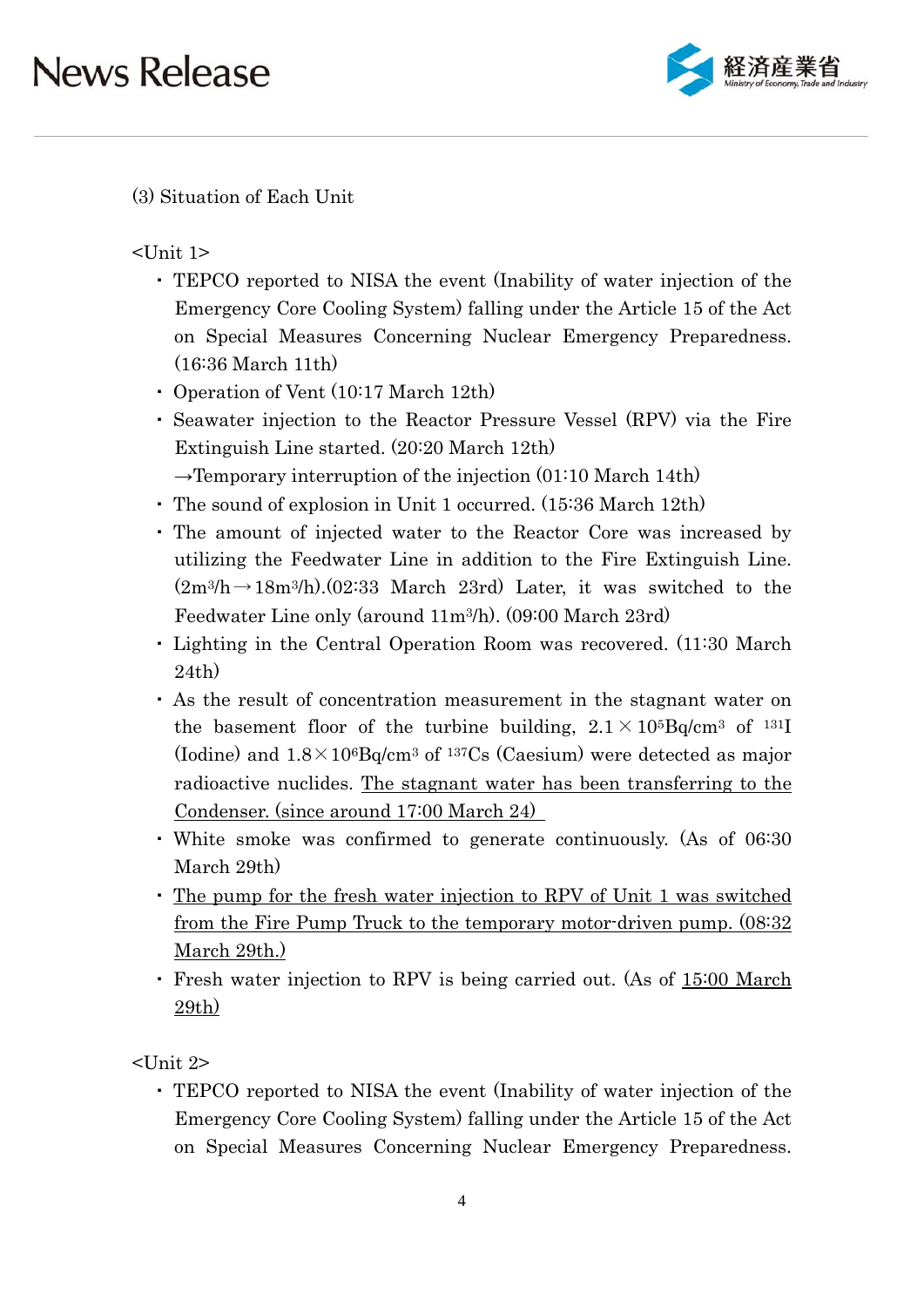(3) Situation of Each Unit

<Unit 1>

- TEPCO reported to NISA the event (Inability of water injection of the Emergency Core Cooling System) falling under the Article 15 of the Act on Special Measures Concerning Nuclear Emergency Preparedness. (16:36 March 11th)
- Operation of Vent (10:17 March 12th)
- Seawater injection to the Reactor Pressure Vessel (RPV) via the Fire Extinguish Line started. (20:20 March 12th)
  →Temporary interruption of the injection (01:10 March 14th)
- The sound of explosion in Unit 1 occurred. (15:36 March 12th)
- The amount of injected water to the Reactor Core was increased by utilizing the Feedwater Line in addition to the Fire Extinguish Line. ($2m^3/h \rightarrow 18m^3/h$).(02:33 March 23rd) Later, it was switched to the Feedwater Line only (around $11m^3/h$). (09:00 March 23rd)
- Lighting in the Central Operation Room was recovered. (11:30 March 24th)
- As the result of concentration measurement in the stagnant water on the basement floor of the turbine building, $2.1 \times 10^5 Bq/cm^3$ of $^{131}I$ (Iodine) and $1.8 \times 10^6 Bq/cm^3$ of $^{137}Cs$ (Caesium) were detected as major radioactive nuclides. <u>The stagnant water has been transferring to the Condenser. (since around 17:00 March 24)</u>
- White smoke was confirmed to generate continuously. (As of 06:30 March 29th)
- <u>The pump for the fresh water injection to RPV of Unit 1 was switched from the Fire Pump Truck to the temporary motor-driven pump. (08:32 March 29th.)</u>
- Fresh water injection to RPV is being carried out. (As of <u>15:00 March 29th)</u>

<Unit 2>

- TEPCO reported to NISA the event (Inability of water injection of the Emergency Core Cooling System) falling under the Article 15 of the Act on Special Measures Concerning Nuclear Emergency Preparedness.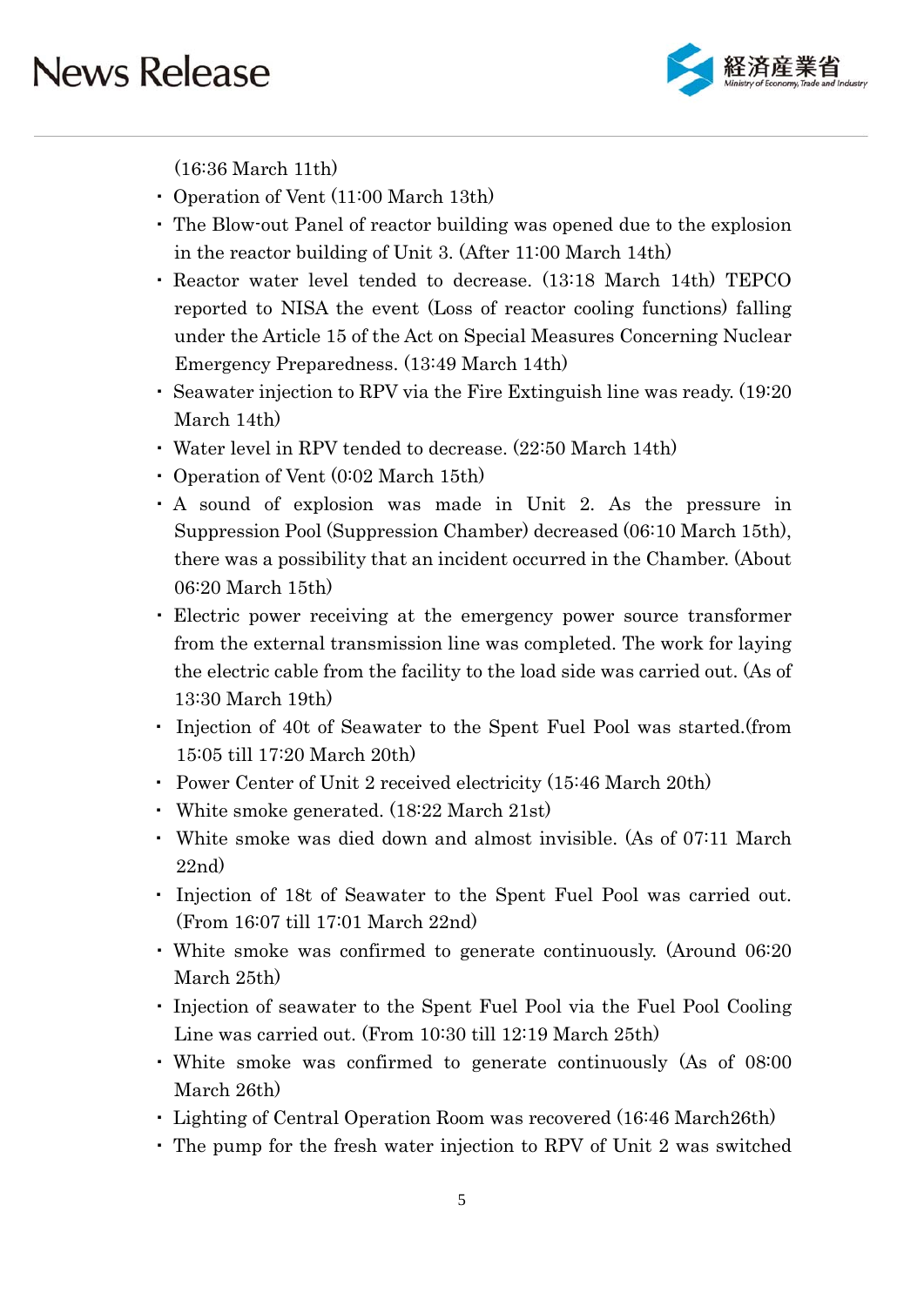(16:36 March 11th)

- Operation of Vent (11:00 March 13th)
- The Blow-out Panel of reactor building was opened due to the explosion in the reactor building of Unit 3. (After 11:00 March 14th)
- Reactor water level tended to decrease. (13:18 March 14th) TEPCO reported to NISA the event (Loss of reactor cooling functions) falling under the Article 15 of the Act on Special Measures Concerning Nuclear Emergency Preparedness. (13:49 March 14th)
- Seawater injection to RPV via the Fire Extinguish line was ready. (19:20 March 14th)
- Water level in RPV tended to decrease. (22:50 March 14th)
- Operation of Vent (0:02 March 15th)
- A sound of explosion was made in Unit 2. As the pressure in Suppression Pool (Suppression Chamber) decreased (06:10 March 15th), there was a possibility that an incident occurred in the Chamber. (About 06:20 March 15th)
- Electric power receiving at the emergency power source transformer from the external transmission line was completed. The work for laying the electric cable from the facility to the load side was carried out. (As of 13:30 March 19th)
- Injection of 40t of Seawater to the Spent Fuel Pool was started.(from 15:05 till 17:20 March 20th)
- Power Center of Unit 2 received electricity (15:46 March 20th)
- White smoke generated. (18:22 March 21st)
- White smoke was died down and almost invisible. (As of 07:11 March 22nd)
- Injection of 18t of Seawater to the Spent Fuel Pool was carried out. (From 16:07 till 17:01 March 22nd)
- White smoke was confirmed to generate continuously. (Around 06:20 March 25th)
- Injection of seawater to the Spent Fuel Pool via the Fuel Pool Cooling Line was carried out. (From 10:30 till 12:19 March 25th)
- White smoke was confirmed to generate continuously (As of 08:00 March 26th)
- Lighting of Central Operation Room was recovered (16:46 March26th)
- The pump for the fresh water injection to RPV of Unit 2 was switched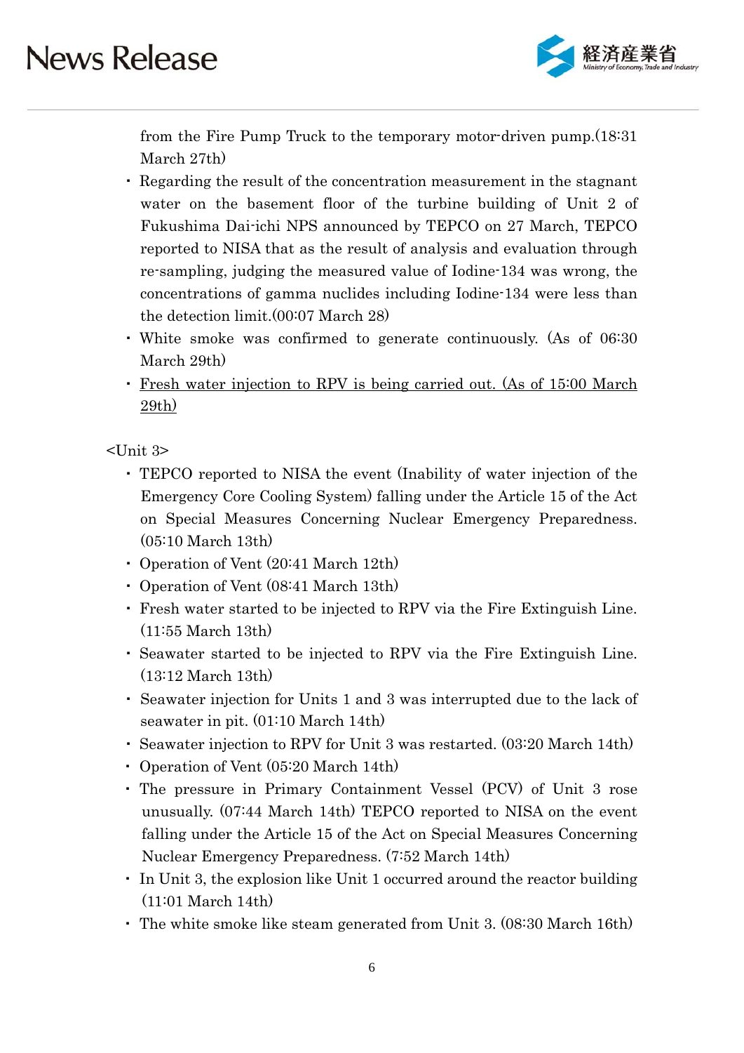from the Fire Pump Truck to the temporary motor-driven pump.(18:31 March 27th)

- Regarding the result of the concentration measurement in the stagnant water on the basement floor of the turbine building of Unit 2 of Fukushima Dai-ichi NPS announced by TEPCO on 27 March, TEPCO reported to NISA that as the result of analysis and evaluation through re-sampling, judging the measured value of Iodine-134 was wrong, the concentrations of gamma nuclides including Iodine-134 were less than the detection limit.(00:07 March 28)
- White smoke was confirmed to generate continuously. (As of 06:30 March 29th)
- <u>Fresh water injection to RPV is being carried out. (As of 15:00 March 29th)</u>

<Unit 3>

- TEPCO reported to NISA the event (Inability of water injection of the Emergency Core Cooling System) falling under the Article 15 of the Act on Special Measures Concerning Nuclear Emergency Preparedness. (05:10 March 13th)
- Operation of Vent (20:41 March 12th)
- Operation of Vent (08:41 March 13th)
- Fresh water started to be injected to RPV via the Fire Extinguish Line. (11:55 March 13th)
- Seawater started to be injected to RPV via the Fire Extinguish Line. (13:12 March 13th)
- Seawater injection for Units 1 and 3 was interrupted due to the lack of seawater in pit. (01:10 March 14th)
- Seawater injection to RPV for Unit 3 was restarted. (03:20 March 14th)
- Operation of Vent (05:20 March 14th)
- The pressure in Primary Containment Vessel (PCV) of Unit 3 rose unusually. (07:44 March 14th) TEPCO reported to NISA on the event falling under the Article 15 of the Act on Special Measures Concerning Nuclear Emergency Preparedness. (7:52 March 14th)
- In Unit 3, the explosion like Unit 1 occurred around the reactor building (11:01 March 14th)
- The white smoke like steam generated from Unit 3. (08:30 March 16th)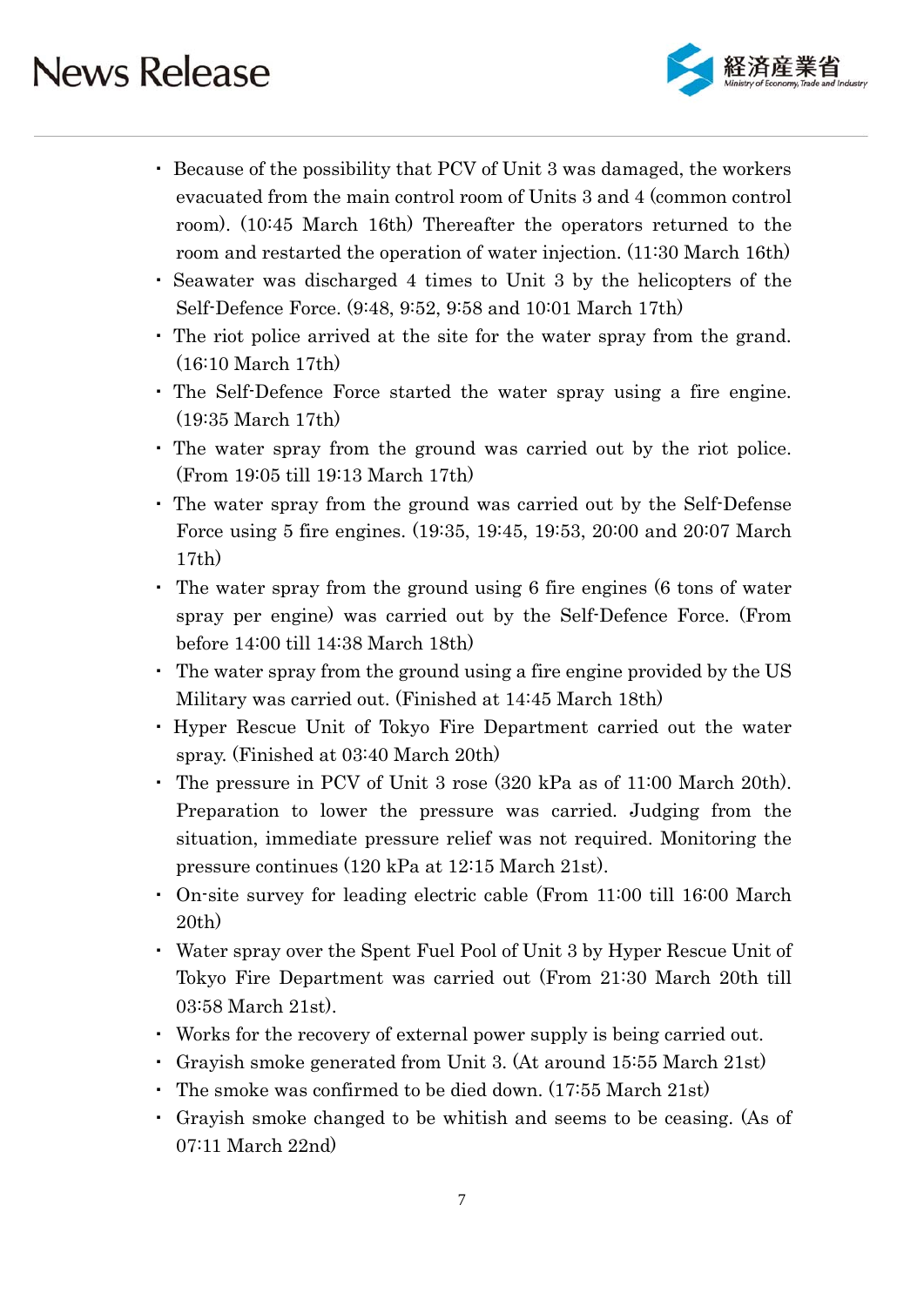- Because of the possibility that PCV of Unit 3 was damaged, the workers evacuated from the main control room of Units 3 and 4 (common control room). (10:45 March 16th) Thereafter the operators returned to the room and restarted the operation of water injection. (11:30 March 16th)
- Seawater was discharged 4 times to Unit 3 by the helicopters of the Self-Defence Force. (9:48, 9:52, 9:58 and 10:01 March 17th)
- The riot police arrived at the site for the water spray from the grand. (16:10 March 17th)
- The Self-Defence Force started the water spray using a fire engine. (19:35 March 17th)
- The water spray from the ground was carried out by the riot police. (From 19:05 till 19:13 March 17th)
- The water spray from the ground was carried out by the Self-Defense Force using 5 fire engines. (19:35, 19:45, 19:53, 20:00 and 20:07 March 17th)
- The water spray from the ground using 6 fire engines (6 tons of water spray per engine) was carried out by the Self-Defence Force. (From before 14:00 till 14:38 March 18th)
- The water spray from the ground using a fire engine provided by the US Military was carried out. (Finished at 14:45 March 18th)
- Hyper Rescue Unit of Tokyo Fire Department carried out the water spray. (Finished at 03:40 March 20th)
- The pressure in PCV of Unit 3 rose (320 kPa as of 11:00 March 20th). Preparation to lower the pressure was carried. Judging from the situation, immediate pressure relief was not required. Monitoring the pressure continues (120 kPa at 12:15 March 21st).
- On-site survey for leading electric cable (From 11:00 till 16:00 March 20th)
- Water spray over the Spent Fuel Pool of Unit 3 by Hyper Rescue Unit of Tokyo Fire Department was carried out (From 21:30 March 20th till 03:58 March 21st).
- Works for the recovery of external power supply is being carried out.
- Grayish smoke generated from Unit 3. (At around 15:55 March 21st)
- The smoke was confirmed to be died down. (17:55 March 21st)
- Grayish smoke changed to be whitish and seems to be ceasing. (As of 07:11 March 22nd)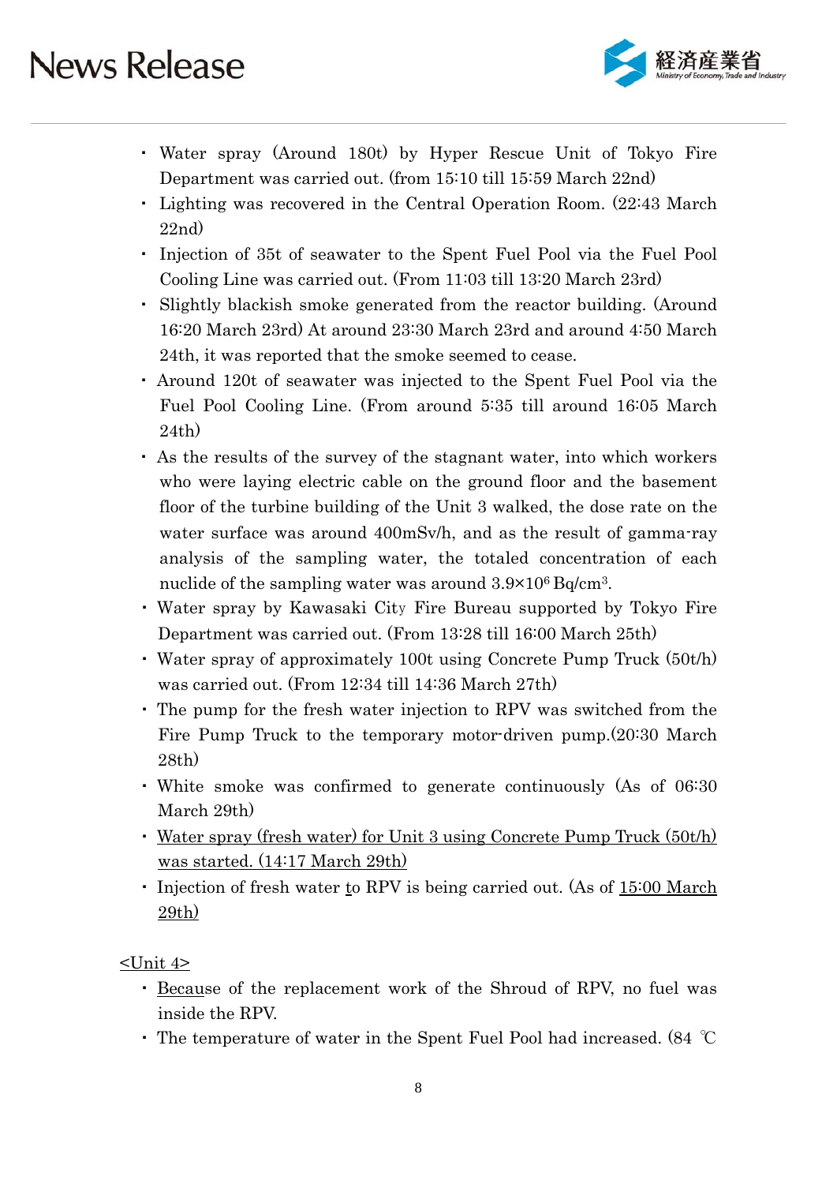- Water spray (Around 180t) by Hyper Rescue Unit of Tokyo Fire Department was carried out. (from 15:10 till 15:59 March 22nd)
- Lighting was recovered in the Central Operation Room. (22:43 March 22nd)
- Injection of 35t of seawater to the Spent Fuel Pool via the Fuel Pool Cooling Line was carried out. (From 11:03 till 13:20 March 23rd)
- Slightly blackish smoke generated from the reactor building. (Around 16:20 March 23rd) At around 23:30 March 23rd and around 4:50 March 24th, it was reported that the smoke seemed to cease.
- Around 120t of seawater was injected to the Spent Fuel Pool via the Fuel Pool Cooling Line. (From around 5:35 till around 16:05 March 24th)
- As the results of the survey of the stagnant water, into which workers who were laying electric cable on the ground floor and the basement floor of the turbine building of the Unit 3 walked, the dose rate on the water surface was around 400mSv/h, and as the result of gamma-ray analysis of the sampling water, the totaled concentration of each nuclide of the sampling water was around $3.9 \times 10^6$ Bq/$cm^3$.
- Water spray by Kawasaki City Fire Bureau supported by Tokyo Fire Department was carried out. (From 13:28 till 16:00 March 25th)
- Water spray of approximately 100t using Concrete Pump Truck (50t/h) was carried out. (From 12:34 till 14:36 March 27th)
- The pump for the fresh water injection to RPV was switched from the Fire Pump Truck to the temporary motor-driven pump.(20:30 March 28th)
- White smoke was confirmed to generate continuously (As of 06:30 March 29th)
- <u>Water spray (fresh water) for Unit 3 using Concrete Pump Truck (50t/h) was started. (14:17 March 29th)</u>
- Injection of fresh water to RPV is being carried out. (As of <u>15:00 March 29th)</u>

<u><Unit 4></u>

- <u>Becau</u>se of the replacement work of the Shroud of RPV, no fuel was inside the RPV.
- The temperature of water in the Spent Fuel Pool had increased. (84 ℃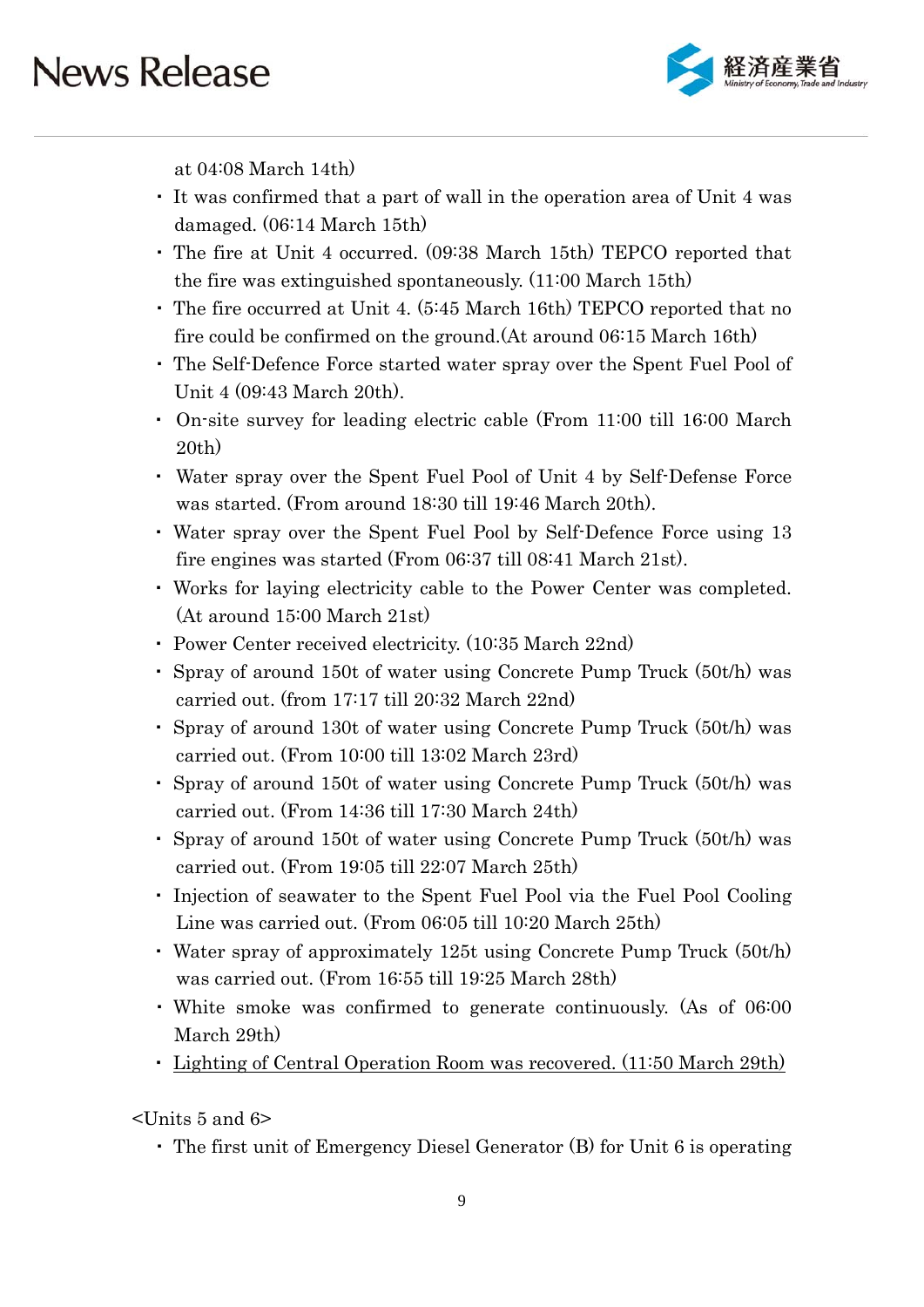at 04:08 March 14th)

- It was confirmed that a part of wall in the operation area of Unit 4 was damaged. (06:14 March 15th)
- The fire at Unit 4 occurred. (09:38 March 15th) TEPCO reported that the fire was extinguished spontaneously. (11:00 March 15th)
- The fire occurred at Unit 4. (5:45 March 16th) TEPCO reported that no fire could be confirmed on the ground.(At around 06:15 March 16th)
- The Self-Defence Force started water spray over the Spent Fuel Pool of Unit 4 (09:43 March 20th).
- On-site survey for leading electric cable (From 11:00 till 16:00 March 20th)
- Water spray over the Spent Fuel Pool of Unit 4 by Self-Defense Force was started. (From around 18:30 till 19:46 March 20th).
- Water spray over the Spent Fuel Pool by Self-Defence Force using 13 fire engines was started (From 06:37 till 08:41 March 21st).
- Works for laying electricity cable to the Power Center was completed. (At around 15:00 March 21st)
- Power Center received electricity. (10:35 March 22nd)
- Spray of around 150t of water using Concrete Pump Truck (50t/h) was carried out. (from 17:17 till 20:32 March 22nd)
- Spray of around 130t of water using Concrete Pump Truck (50t/h) was carried out. (From 10:00 till 13:02 March 23rd)
- Spray of around 150t of water using Concrete Pump Truck (50t/h) was carried out. (From 14:36 till 17:30 March 24th)
- Spray of around 150t of water using Concrete Pump Truck (50t/h) was carried out. (From 19:05 till 22:07 March 25th)
- Injection of seawater to the Spent Fuel Pool via the Fuel Pool Cooling Line was carried out. (From 06:05 till 10:20 March 25th)
- Water spray of approximately 125t using Concrete Pump Truck (50t/h) was carried out. (From 16:55 till 19:25 March 28th)
- White smoke was confirmed to generate continuously. (As of 06:00 March 29th)
- <u>Lighting of Central Operation Room was recovered. (11:50 March 29th)</u>

<Units 5 and 6>

- The first unit of Emergency Diesel Generator (B) for Unit 6 is operating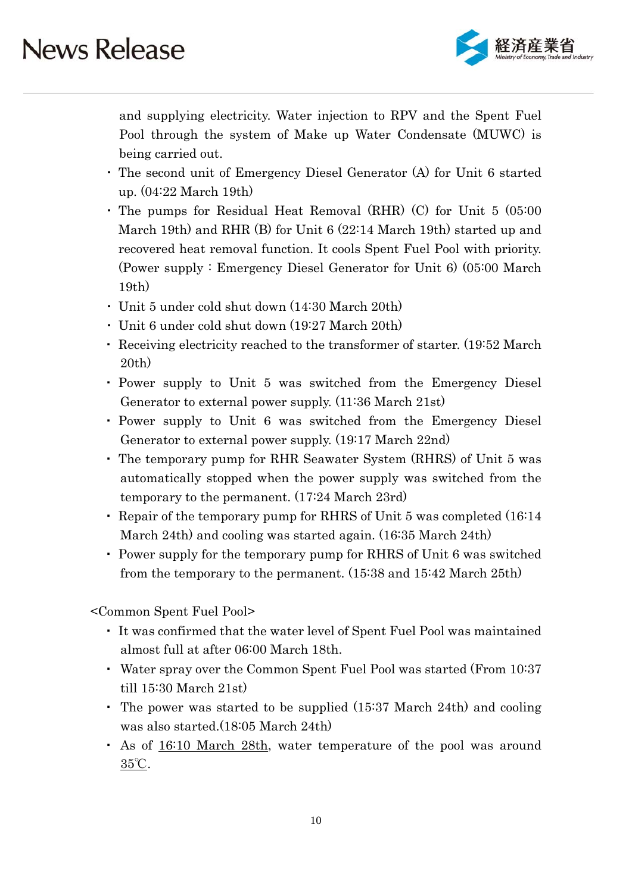and supplying electricity. Water injection to RPV and the Spent Fuel Pool through the system of Make up Water Condensate (MUWC) is being carried out.

- The second unit of Emergency Diesel Generator (A) for Unit 6 started up. (04:22 March 19th)
- The pumps for Residual Heat Removal (RHR) (C) for Unit 5 (05:00 March 19th) and RHR (B) for Unit 6 (22:14 March 19th) started up and recovered heat removal function. It cools Spent Fuel Pool with priority. (Power supply : Emergency Diesel Generator for Unit 6) (05:00 March 19th)
- Unit 5 under cold shut down (14:30 March 20th)
- Unit 6 under cold shut down (19:27 March 20th)
- Receiving electricity reached to the transformer of starter. (19:52 March 20th)
- Power supply to Unit 5 was switched from the Emergency Diesel Generator to external power supply. (11:36 March 21st)
- Power supply to Unit 6 was switched from the Emergency Diesel Generator to external power supply. (19:17 March 22nd)
- The temporary pump for RHR Seawater System (RHRS) of Unit 5 was automatically stopped when the power supply was switched from the temporary to the permanent. (17:24 March 23rd)
- Repair of the temporary pump for RHRS of Unit 5 was completed (16:14 March 24th) and cooling was started again. (16:35 March 24th)
- Power supply for the temporary pump for RHRS of Unit 6 was switched from the temporary to the permanent. (15:38 and 15:42 March 25th)

<Common Spent Fuel Pool>

- It was confirmed that the water level of Spent Fuel Pool was maintained almost full at after 06:00 March 18th.
- Water spray over the Common Spent Fuel Pool was started (From 10:37 till 15:30 March 21st)
- The power was started to be supplied (15:37 March 24th) and cooling was also started.(18:05 March 24th)
- As of <u>16:10 March 28th</u>, water temperature of the pool was around <u>35℃</u>.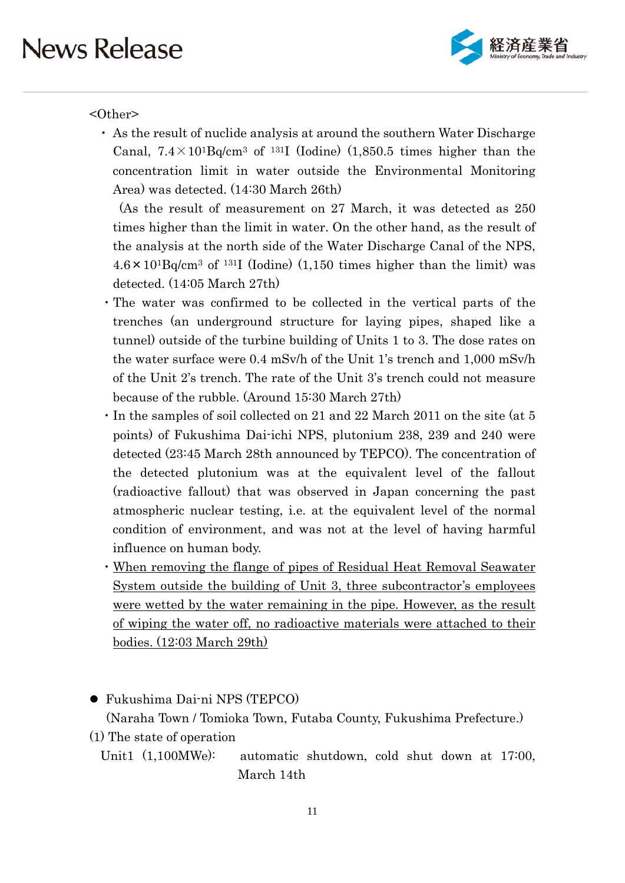<Other>

- As the result of nuclide analysis at around the southern Water Discharge Canal, $7.4 \times 10^{1}$Bq/cm$^{3}$ of $^{131}$I (Iodine) (1,850.5 times higher than the concentration limit in water outside the Environmental Monitoring Area) was detected. (14:30 March 26th)

  (As the result of measurement on 27 March, it was detected as 250 times higher than the limit in water. On the other hand, as the result of the analysis at the north side of the Water Discharge Canal of the NPS, $4.6 \times 10^{1}$Bq/cm$^{3}$ of $^{131}$I (Iodine) (1,150 times higher than the limit) was detected. (14:05 March 27th)

- The water was confirmed to be collected in the vertical parts of the trenches (an underground structure for laying pipes, shaped like a tunnel) outside of the turbine building of Units 1 to 3. The dose rates on the water surface were 0.4 mSv/h of the Unit 1's trench and 1,000 mSv/h of the Unit 2's trench. The rate of the Unit 3's trench could not measure because of the rubble. (Around 15:30 March 27th)

- In the samples of soil collected on 21 and 22 March 2011 on the site (at 5 points) of Fukushima Dai-ichi NPS, plutonium 238, 239 and 240 were detected (23:45 March 28th announced by TEPCO). The concentration of the detected plutonium was at the equivalent level of the fallout (radioactive fallout) that was observed in Japan concerning the past atmospheric nuclear testing, i.e. at the equivalent level of the normal condition of environment, and was not at the level of having harmful influence on human body.

- <u>When removing the flange of pipes of Residual Heat Removal Seawater System outside the building of Unit 3, three subcontractor's employees were wetted by the water remaining in the pipe. However, as the result of wiping the water off, no radioactive materials were attached to their bodies. (12:03 March 29th)</u>

- Fukushima Dai-ni NPS (TEPCO)

  (Naraha Town / Tomioka Town, Futaba County, Fukushima Prefecture.)

(1) The state of operation

Unit1 (1,100MWe): automatic shutdown, cold shut down at 17:00, March 14th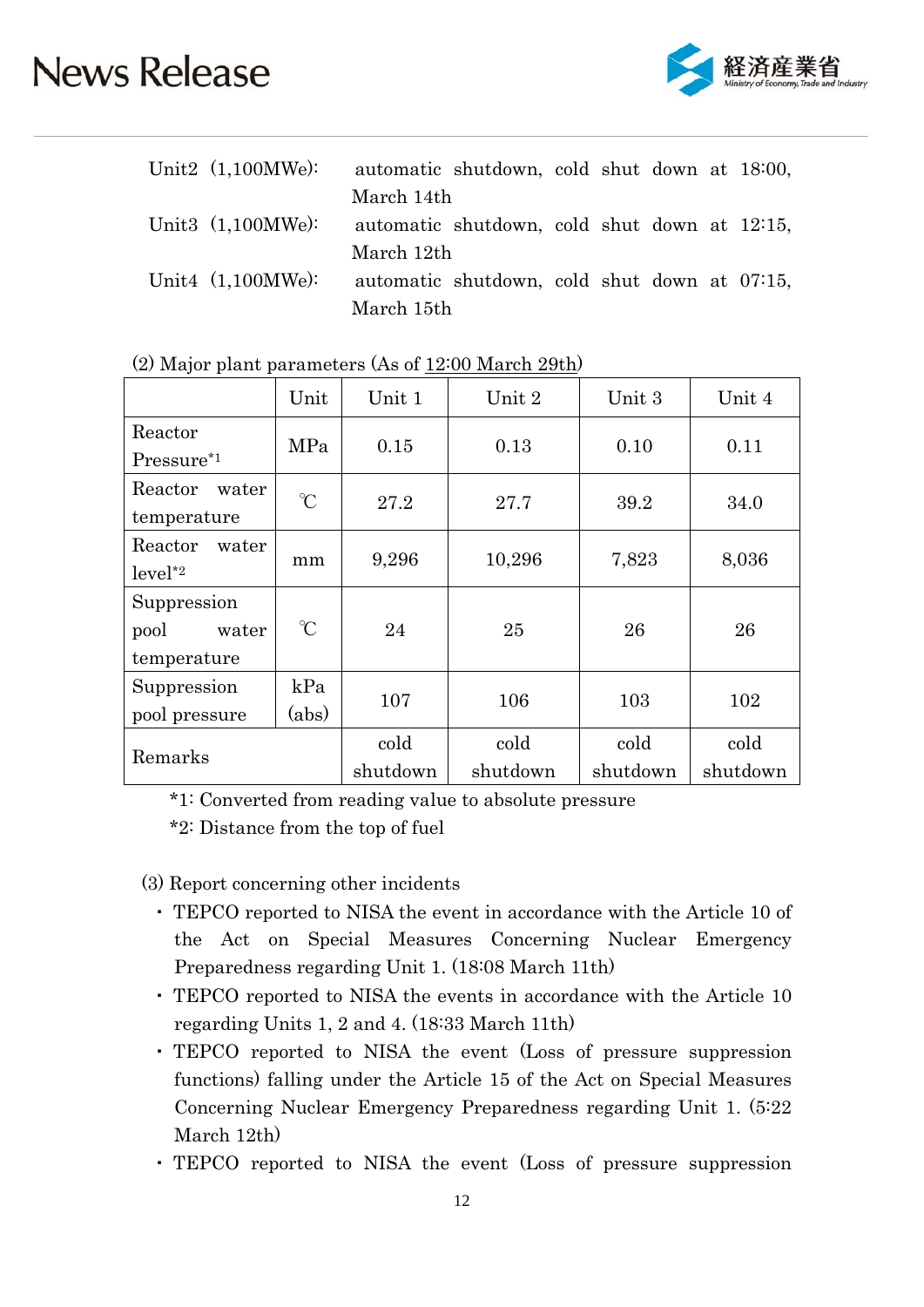Unit2 (1,100MWe): automatic shutdown, cold shut down at 18:00, March 14th

Unit3 (1,100MWe): automatic shutdown, cold shut down at 12:15, March 12th

Unit4 (1,100MWe): automatic shutdown, cold shut down at 07:15, March 15th

(2) Major plant parameters (As of 12:00 March 29th)

| | Unit | Unit 1 | Unit 2 | Unit 3 | Unit 4 |
|---|---|---|---|---|---|
| Reactor Pressure*1 | MPa | 0.15 | 0.13 | 0.10 | 0.11 |
| Reactor water temperature | ℃ | 27.2 | 27.7 | 39.2 | 34.0 |
| Reactor water level*2 | mm | 9,296 | 10,296 | 7,823 | 8,036 |
| Suppression pool water temperature | ℃ | 24 | 25 | 26 | 26 |
| Suppression pool pressure | kPa (abs) | 107 | 106 | 103 | 102 |
| Remarks | | cold shutdown | cold shutdown | cold shutdown | cold shutdown |

*1: Converted from reading value to absolute pressure

*2: Distance from the top of fuel

(3) Report concerning other incidents

- TEPCO reported to NISA the event in accordance with the Article 10 of the Act on Special Measures Concerning Nuclear Emergency Preparedness regarding Unit 1. (18:08 March 11th)
- TEPCO reported to NISA the events in accordance with the Article 10 regarding Units 1, 2 and 4. (18:33 March 11th)
- TEPCO reported to NISA the event (Loss of pressure suppression functions) falling under the Article 15 of the Act on Special Measures Concerning Nuclear Emergency Preparedness regarding Unit 1. (5:22 March 12th)
- TEPCO reported to NISA the event (Loss of pressure suppression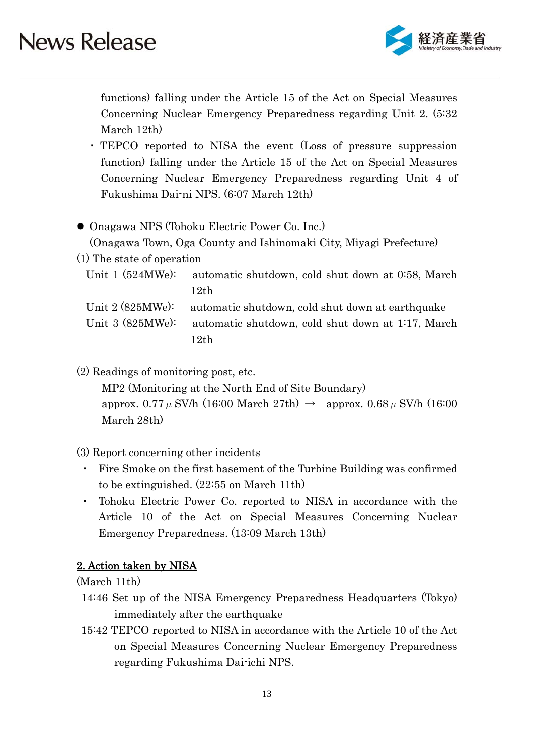functions) falling under the Article 15 of the Act on Special Measures Concerning Nuclear Emergency Preparedness regarding Unit 2. (5:32 March 12th)

- TEPCO reported to NISA the event (Loss of pressure suppression function) falling under the Article 15 of the Act on Special Measures Concerning Nuclear Emergency Preparedness regarding Unit 4 of Fukushima Dai-ni NPS. (6:07 March 12th)

- Onagawa NPS (Tohoku Electric Power Co. Inc.)
  (Onagawa Town, Oga County and Ishinomaki City, Miyagi Prefecture)

(1) The state of operation

Unit 1 (524MWe): automatic shutdown, cold shut down at 0:58, March 12th

Unit 2 (825MWe): automatic shutdown, cold shut down at earthquake

Unit 3 (825MWe): automatic shutdown, cold shut down at 1:17, March 12th

(2) Readings of monitoring post, etc.

MP2 (Monitoring at the North End of Site Boundary)
approx. 0.77 $\mu$ SV/h (16:00 March 27th) → approx. 0.68 $\mu$ SV/h (16:00 March 28th)

(3) Report concerning other incidents

- Fire Smoke on the first basement of the Turbine Building was confirmed to be extinguished. (22:55 on March 11th)
- Tohoku Electric Power Co. reported to NISA in accordance with the Article 10 of the Act on Special Measures Concerning Nuclear Emergency Preparedness. (13:09 March 13th)

## 2. Action taken by NISA

(March 11th)

14:46 Set up of the NISA Emergency Preparedness Headquarters (Tokyo) immediately after the earthquake

15:42 TEPCO reported to NISA in accordance with the Article 10 of the Act on Special Measures Concerning Nuclear Emergency Preparedness regarding Fukushima Dai-ichi NPS.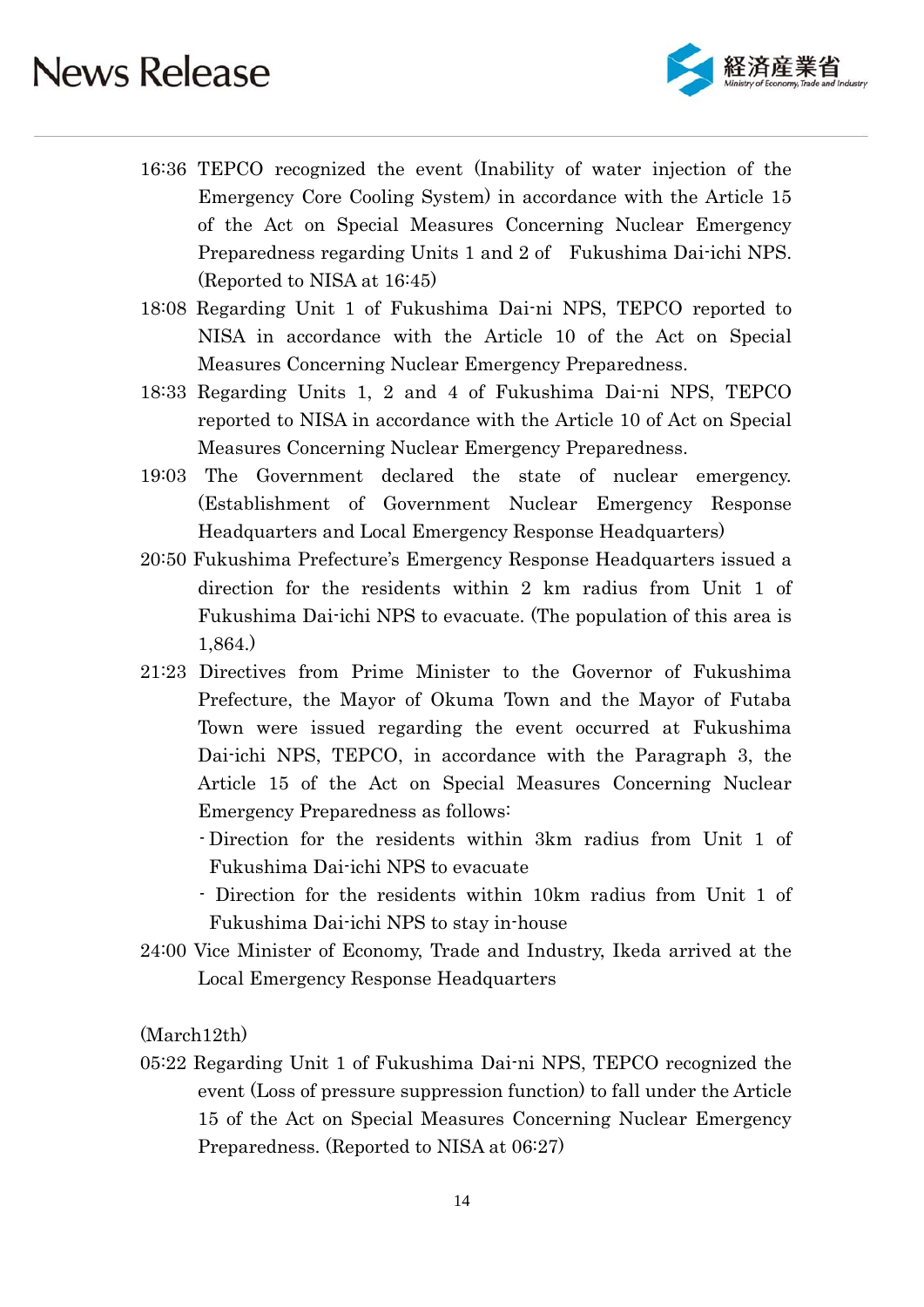16:36 TEPCO recognized the event (Inability of water injection of the Emergency Core Cooling System) in accordance with the Article 15 of the Act on Special Measures Concerning Nuclear Emergency Preparedness regarding Units 1 and 2 of Fukushima Dai-ichi NPS. (Reported to NISA at 16:45)

18:08 Regarding Unit 1 of Fukushima Dai-ni NPS, TEPCO reported to NISA in accordance with the Article 10 of the Act on Special Measures Concerning Nuclear Emergency Preparedness.

18:33 Regarding Units 1, 2 and 4 of Fukushima Dai-ni NPS, TEPCO reported to NISA in accordance with the Article 10 of Act on Special Measures Concerning Nuclear Emergency Preparedness.

19:03 The Government declared the state of nuclear emergency. (Establishment of Government Nuclear Emergency Response Headquarters and Local Emergency Response Headquarters)

20:50 Fukushima Prefecture's Emergency Response Headquarters issued a direction for the residents within 2 km radius from Unit 1 of Fukushima Dai-ichi NPS to evacuate. (The population of this area is 1,864.)

21:23 Directives from Prime Minister to the Governor of Fukushima Prefecture, the Mayor of Okuma Town and the Mayor of Futaba Town were issued regarding the event occurred at Fukushima Dai-ichi NPS, TEPCO, in accordance with the Paragraph 3, the Article 15 of the Act on Special Measures Concerning Nuclear Emergency Preparedness as follows:

- Direction for the residents within 3km radius from Unit 1 of Fukushima Dai-ichi NPS to evacuate
- Direction for the residents within 10km radius from Unit 1 of Fukushima Dai-ichi NPS to stay in-house

24:00 Vice Minister of Economy, Trade and Industry, Ikeda arrived at the Local Emergency Response Headquarters

(March12th)

05:22 Regarding Unit 1 of Fukushima Dai-ni NPS, TEPCO recognized the event (Loss of pressure suppression function) to fall under the Article 15 of the Act on Special Measures Concerning Nuclear Emergency Preparedness. (Reported to NISA at 06:27)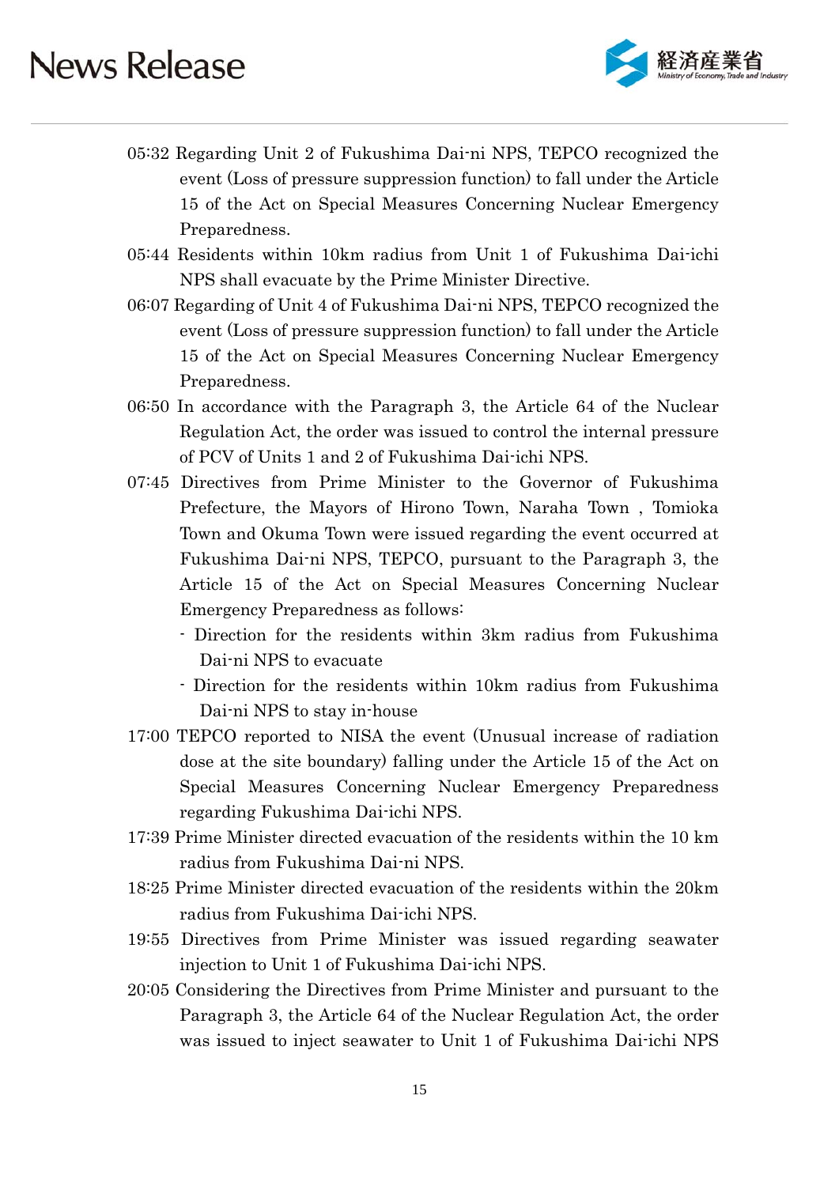05:32 Regarding Unit 2 of Fukushima Dai-ni NPS, TEPCO recognized the event (Loss of pressure suppression function) to fall under the Article 15 of the Act on Special Measures Concerning Nuclear Emergency Preparedness.

05:44 Residents within 10km radius from Unit 1 of Fukushima Dai-ichi NPS shall evacuate by the Prime Minister Directive.

06:07 Regarding of Unit 4 of Fukushima Dai-ni NPS, TEPCO recognized the event (Loss of pressure suppression function) to fall under the Article 15 of the Act on Special Measures Concerning Nuclear Emergency Preparedness.

06:50 In accordance with the Paragraph 3, the Article 64 of the Nuclear Regulation Act, the order was issued to control the internal pressure of PCV of Units 1 and 2 of Fukushima Dai-ichi NPS.

07:45 Directives from Prime Minister to the Governor of Fukushima Prefecture, the Mayors of Hirono Town, Naraha Town , Tomioka Town and Okuma Town were issued regarding the event occurred at Fukushima Dai-ni NPS, TEPCO, pursuant to the Paragraph 3, the Article 15 of the Act on Special Measures Concerning Nuclear Emergency Preparedness as follows:

- Direction for the residents within 3km radius from Fukushima Dai-ni NPS to evacuate
- Direction for the residents within 10km radius from Fukushima Dai-ni NPS to stay in-house

17:00 TEPCO reported to NISA the event (Unusual increase of radiation dose at the site boundary) falling under the Article 15 of the Act on Special Measures Concerning Nuclear Emergency Preparedness regarding Fukushima Dai-ichi NPS.

17:39 Prime Minister directed evacuation of the residents within the 10 km radius from Fukushima Dai-ni NPS.

18:25 Prime Minister directed evacuation of the residents within the 20km radius from Fukushima Dai-ichi NPS.

19:55 Directives from Prime Minister was issued regarding seawater injection to Unit 1 of Fukushima Dai-ichi NPS.

20:05 Considering the Directives from Prime Minister and pursuant to the Paragraph 3, the Article 64 of the Nuclear Regulation Act, the order was issued to inject seawater to Unit 1 of Fukushima Dai-ichi NPS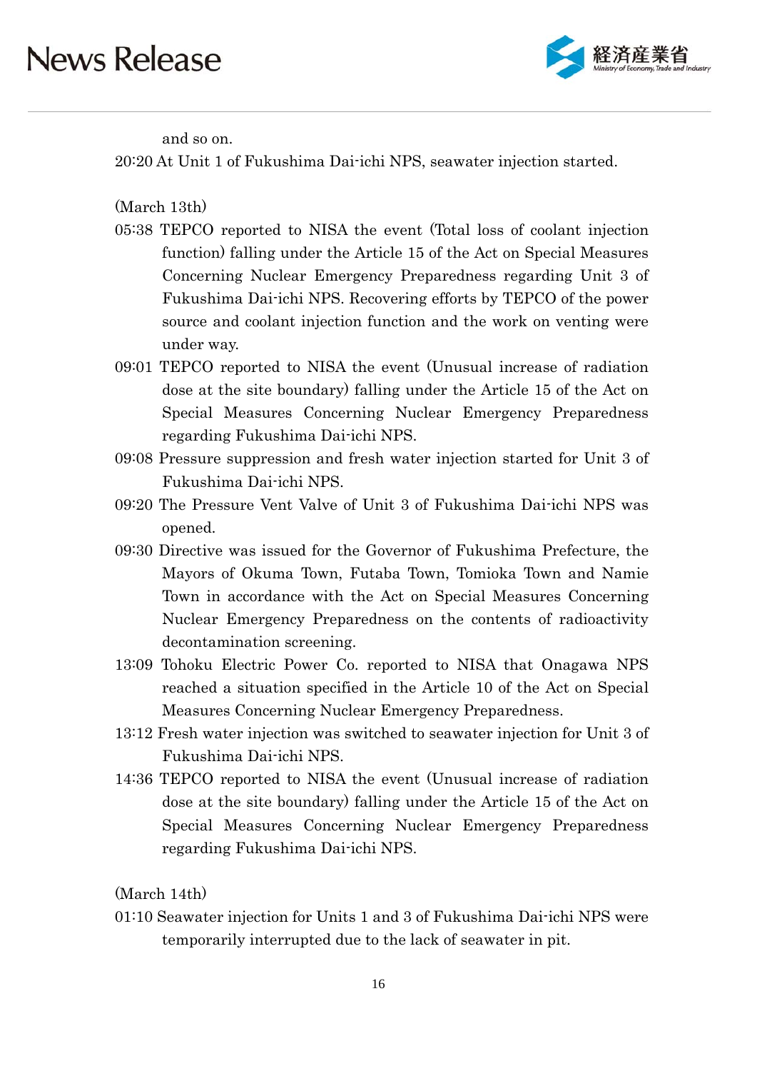and so on.

20:20 At Unit 1 of Fukushima Dai-ichi NPS, seawater injection started.

(March 13th)

05:38 TEPCO reported to NISA the event (Total loss of coolant injection function) falling under the Article 15 of the Act on Special Measures Concerning Nuclear Emergency Preparedness regarding Unit 3 of Fukushima Dai-ichi NPS. Recovering efforts by TEPCO of the power source and coolant injection function and the work on venting were under way.

09:01 TEPCO reported to NISA the event (Unusual increase of radiation dose at the site boundary) falling under the Article 15 of the Act on Special Measures Concerning Nuclear Emergency Preparedness regarding Fukushima Dai-ichi NPS.

09:08 Pressure suppression and fresh water injection started for Unit 3 of Fukushima Dai-ichi NPS.

09:20 The Pressure Vent Valve of Unit 3 of Fukushima Dai-ichi NPS was opened.

09:30 Directive was issued for the Governor of Fukushima Prefecture, the Mayors of Okuma Town, Futaba Town, Tomioka Town and Namie Town in accordance with the Act on Special Measures Concerning Nuclear Emergency Preparedness on the contents of radioactivity decontamination screening.

13:09 Tohoku Electric Power Co. reported to NISA that Onagawa NPS reached a situation specified in the Article 10 of the Act on Special Measures Concerning Nuclear Emergency Preparedness.

13:12 Fresh water injection was switched to seawater injection for Unit 3 of Fukushima Dai-ichi NPS.

14:36 TEPCO reported to NISA the event (Unusual increase of radiation dose at the site boundary) falling under the Article 15 of the Act on Special Measures Concerning Nuclear Emergency Preparedness regarding Fukushima Dai-ichi NPS.

(March 14th)

01:10 Seawater injection for Units 1 and 3 of Fukushima Dai-ichi NPS were temporarily interrupted due to the lack of seawater in pit.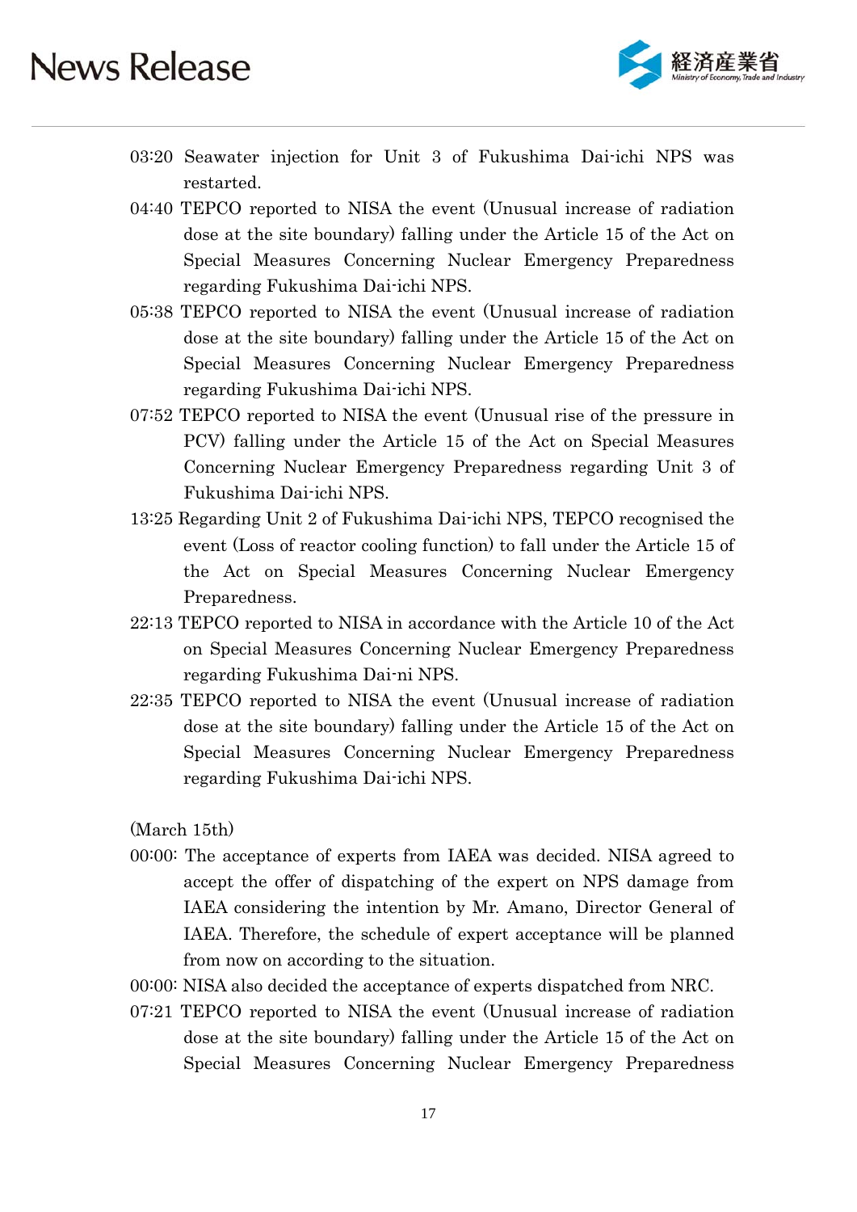03:20 Seawater injection for Unit 3 of Fukushima Dai-ichi NPS was restarted.

04:40 TEPCO reported to NISA the event (Unusual increase of radiation dose at the site boundary) falling under the Article 15 of the Act on Special Measures Concerning Nuclear Emergency Preparedness regarding Fukushima Dai-ichi NPS.

05:38 TEPCO reported to NISA the event (Unusual increase of radiation dose at the site boundary) falling under the Article 15 of the Act on Special Measures Concerning Nuclear Emergency Preparedness regarding Fukushima Dai-ichi NPS.

07:52 TEPCO reported to NISA the event (Unusual rise of the pressure in PCV) falling under the Article 15 of the Act on Special Measures Concerning Nuclear Emergency Preparedness regarding Unit 3 of Fukushima Dai-ichi NPS.

13:25 Regarding Unit 2 of Fukushima Dai-ichi NPS, TEPCO recognised the event (Loss of reactor cooling function) to fall under the Article 15 of the Act on Special Measures Concerning Nuclear Emergency Preparedness.

22:13 TEPCO reported to NISA in accordance with the Article 10 of the Act on Special Measures Concerning Nuclear Emergency Preparedness regarding Fukushima Dai-ni NPS.

22:35 TEPCO reported to NISA the event (Unusual increase of radiation dose at the site boundary) falling under the Article 15 of the Act on Special Measures Concerning Nuclear Emergency Preparedness regarding Fukushima Dai-ichi NPS.

(March 15th)

00:00: The acceptance of experts from IAEA was decided. NISA agreed to accept the offer of dispatching of the expert on NPS damage from IAEA considering the intention by Mr. Amano, Director General of IAEA. Therefore, the schedule of expert acceptance will be planned from now on according to the situation.

00:00: NISA also decided the acceptance of experts dispatched from NRC.

07:21 TEPCO reported to NISA the event (Unusual increase of radiation dose at the site boundary) falling under the Article 15 of the Act on Special Measures Concerning Nuclear Emergency Preparedness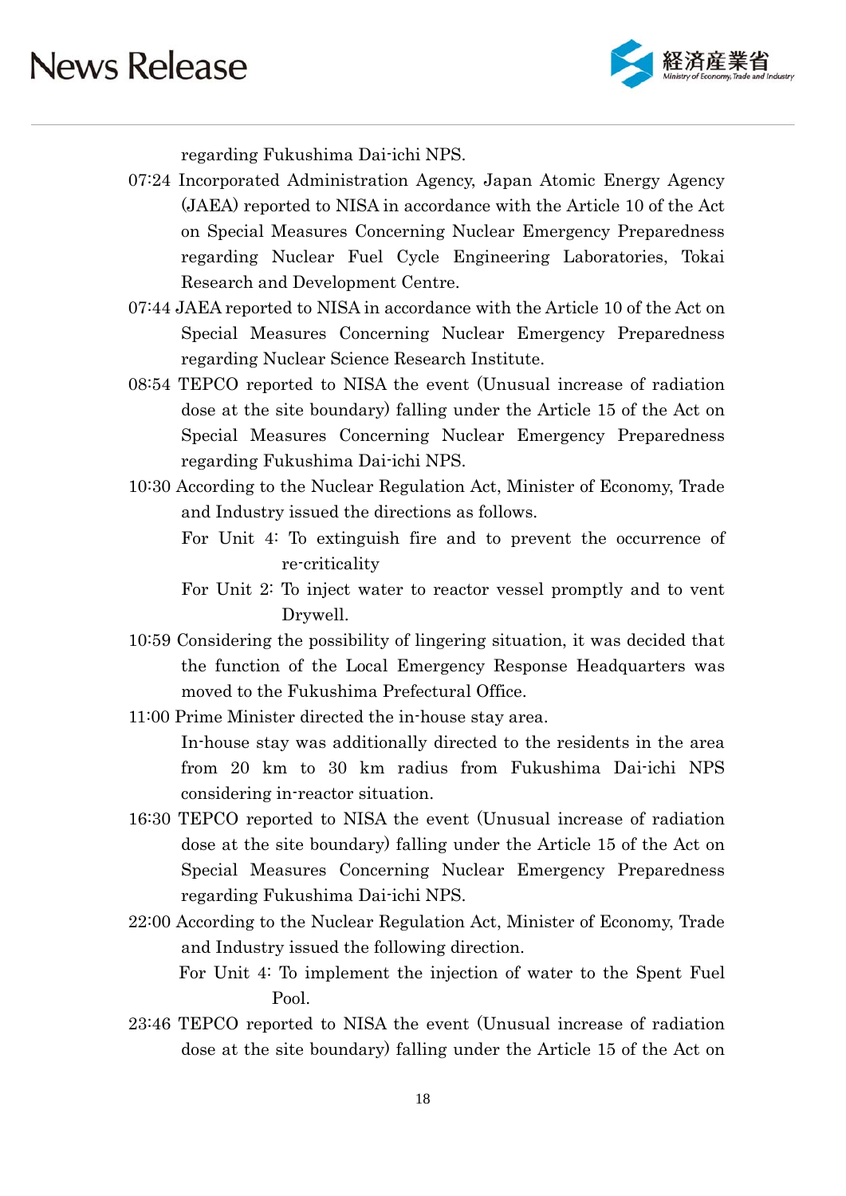regarding Fukushima Dai-ichi NPS.

07:24 Incorporated Administration Agency, Japan Atomic Energy Agency (JAEA) reported to NISA in accordance with the Article 10 of the Act on Special Measures Concerning Nuclear Emergency Preparedness regarding Nuclear Fuel Cycle Engineering Laboratories, Tokai Research and Development Centre.

07:44 JAEA reported to NISA in accordance with the Article 10 of the Act on Special Measures Concerning Nuclear Emergency Preparedness regarding Nuclear Science Research Institute.

08:54 TEPCO reported to NISA the event (Unusual increase of radiation dose at the site boundary) falling under the Article 15 of the Act on Special Measures Concerning Nuclear Emergency Preparedness regarding Fukushima Dai-ichi NPS.

10:30 According to the Nuclear Regulation Act, Minister of Economy, Trade and Industry issued the directions as follows.

For Unit 4: To extinguish fire and to prevent the occurrence of re-criticality

For Unit 2: To inject water to reactor vessel promptly and to vent Drywell.

10:59 Considering the possibility of lingering situation, it was decided that the function of the Local Emergency Response Headquarters was moved to the Fukushima Prefectural Office.

11:00 Prime Minister directed the in-house stay area.

In-house stay was additionally directed to the residents in the area from 20 km to 30 km radius from Fukushima Dai-ichi NPS considering in-reactor situation.

16:30 TEPCO reported to NISA the event (Unusual increase of radiation dose at the site boundary) falling under the Article 15 of the Act on Special Measures Concerning Nuclear Emergency Preparedness regarding Fukushima Dai-ichi NPS.

22:00 According to the Nuclear Regulation Act, Minister of Economy, Trade and Industry issued the following direction.

For Unit 4: To implement the injection of water to the Spent Fuel Pool.

23:46 TEPCO reported to NISA the event (Unusual increase of radiation dose at the site boundary) falling under the Article 15 of the Act on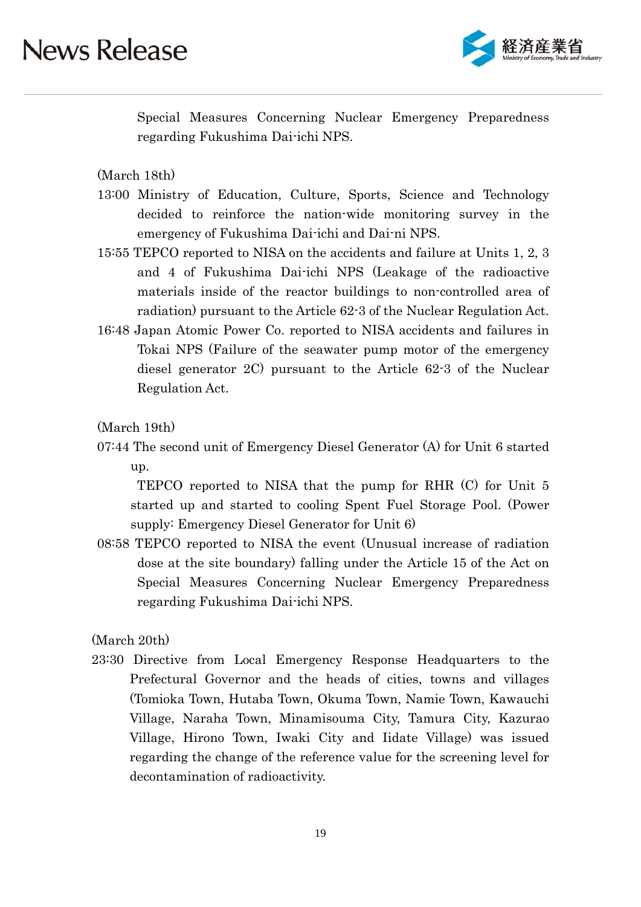Special Measures Concerning Nuclear Emergency Preparedness regarding Fukushima Dai-ichi NPS.

(March 18th)

13:00 Ministry of Education, Culture, Sports, Science and Technology decided to reinforce the nation-wide monitoring survey in the emergency of Fukushima Dai-ichi and Dai-ni NPS.

15:55 TEPCO reported to NISA on the accidents and failure at Units 1, 2, 3 and 4 of Fukushima Dai-ichi NPS (Leakage of the radioactive materials inside of the reactor buildings to non-controlled area of radiation) pursuant to the Article 62-3 of the Nuclear Regulation Act.

16:48 Japan Atomic Power Co. reported to NISA accidents and failures in Tokai NPS (Failure of the seawater pump motor of the emergency diesel generator 2C) pursuant to the Article 62-3 of the Nuclear Regulation Act.

(March 19th)

07:44 The second unit of Emergency Diesel Generator (A) for Unit 6 started up.

TEPCO reported to NISA that the pump for RHR (C) for Unit 5 started up and started to cooling Spent Fuel Storage Pool. (Power supply: Emergency Diesel Generator for Unit 6)

08:58 TEPCO reported to NISA the event (Unusual increase of radiation dose at the site boundary) falling under the Article 15 of the Act on Special Measures Concerning Nuclear Emergency Preparedness regarding Fukushima Dai-ichi NPS.

(March 20th)

23:30 Directive from Local Emergency Response Headquarters to the Prefectural Governor and the heads of cities, towns and villages (Tomioka Town, Hutaba Town, Okuma Town, Namie Town, Kawauchi Village, Naraha Town, Minamisouma City, Tamura City, Kazurao Village, Hirono Town, Iwaki City and Iidate Village) was issued regarding the change of the reference value for the screening level for decontamination of radioactivity.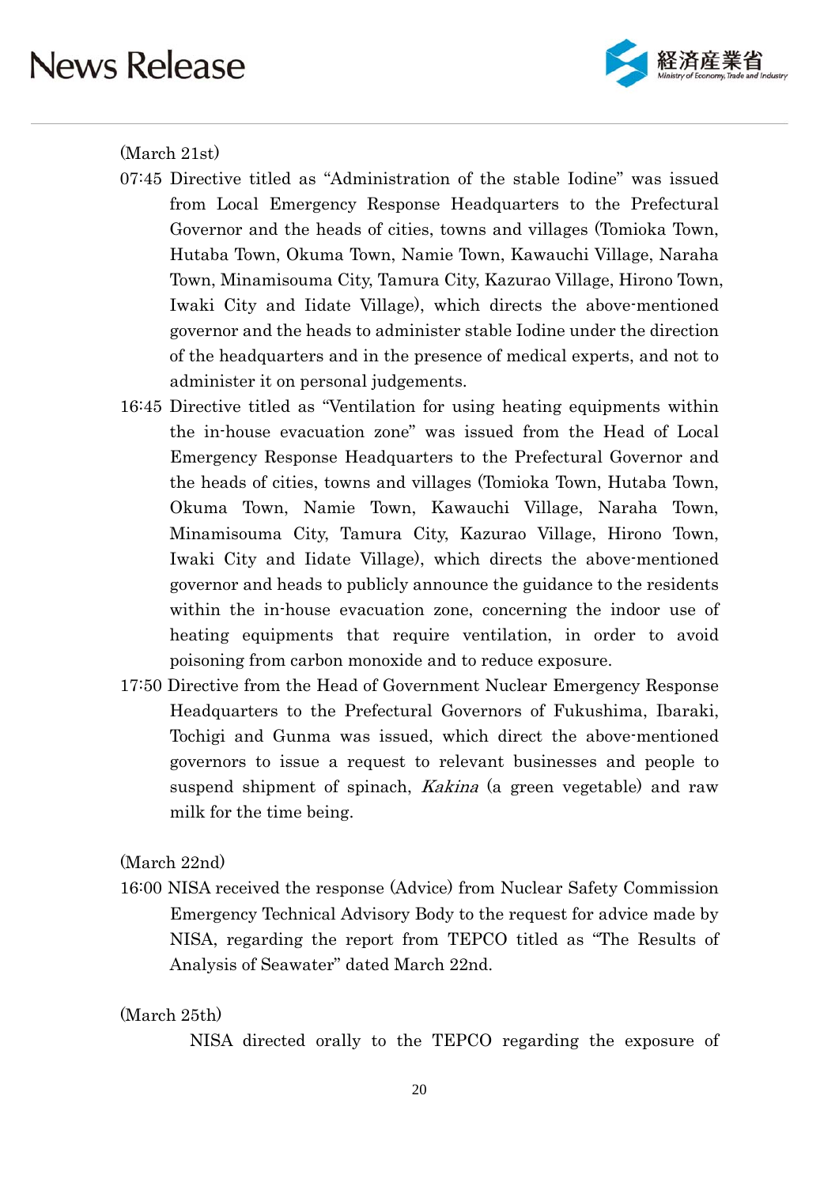(March 21st)

07:45 Directive titled as "Administration of the stable Iodine" was issued from Local Emergency Response Headquarters to the Prefectural Governor and the heads of cities, towns and villages (Tomioka Town, Hutaba Town, Okuma Town, Namie Town, Kawauchi Village, Naraha Town, Minamisouma City, Tamura City, Kazurao Village, Hirono Town, Iwaki City and Iidate Village), which directs the above-mentioned governor and the heads to administer stable Iodine under the direction of the headquarters and in the presence of medical experts, and not to administer it on personal judgements.

16:45 Directive titled as "Ventilation for using heating equipments within the in-house evacuation zone" was issued from the Head of Local Emergency Response Headquarters to the Prefectural Governor and the heads of cities, towns and villages (Tomioka Town, Hutaba Town, Okuma Town, Namie Town, Kawauchi Village, Naraha Town, Minamisouma City, Tamura City, Kazurao Village, Hirono Town, Iwaki City and Iidate Village), which directs the above-mentioned governor and heads to publicly announce the guidance to the residents within the in-house evacuation zone, concerning the indoor use of heating equipments that require ventilation, in order to avoid poisoning from carbon monoxide and to reduce exposure.

17:50 Directive from the Head of Government Nuclear Emergency Response Headquarters to the Prefectural Governors of Fukushima, Ibaraki, Tochigi and Gunma was issued, which direct the above-mentioned governors to issue a request to relevant businesses and people to suspend shipment of spinach, *Kakina* (a green vegetable) and raw milk for the time being.

(March 22nd)

16:00 NISA received the response (Advice) from Nuclear Safety Commission Emergency Technical Advisory Body to the request for advice made by NISA, regarding the report from TEPCO titled as "The Results of Analysis of Seawater" dated March 22nd.

(March 25th)

NISA directed orally to the TEPCO regarding the exposure of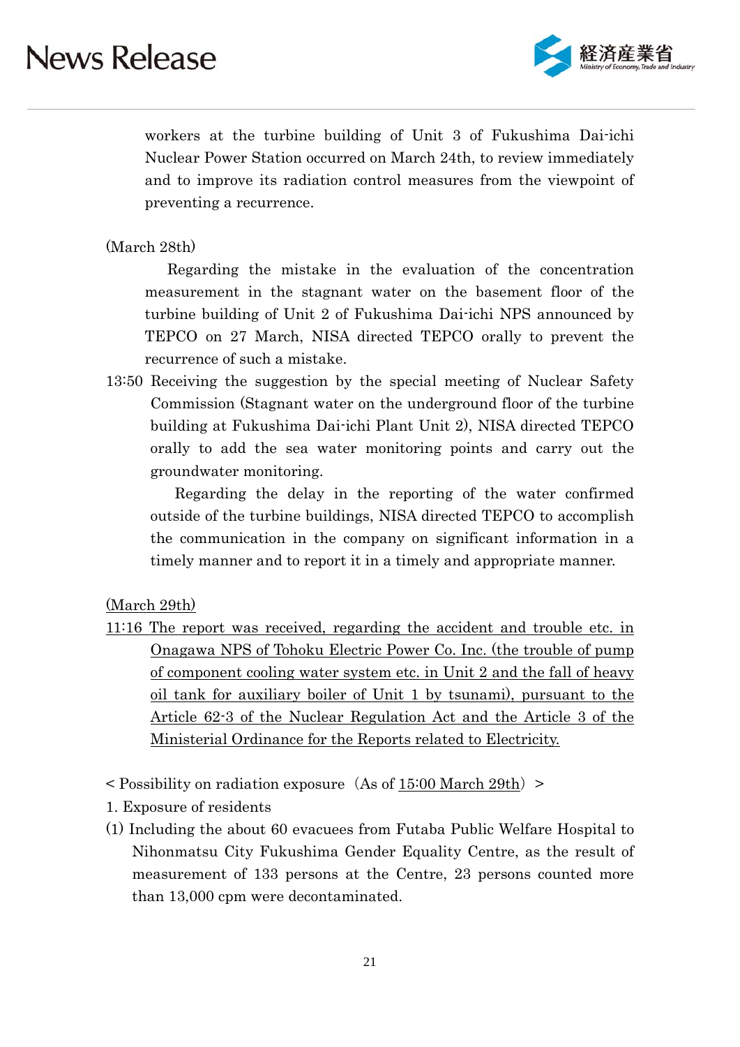workers at the turbine building of Unit 3 of Fukushima Dai-ichi Nuclear Power Station occurred on March 24th, to review immediately and to improve its radiation control measures from the viewpoint of preventing a recurrence.

(March 28th)

Regarding the mistake in the evaluation of the concentration measurement in the stagnant water on the basement floor of the turbine building of Unit 2 of Fukushima Dai-ichi NPS announced by TEPCO on 27 March, NISA directed TEPCO orally to prevent the recurrence of such a mistake.

13:50 Receiving the suggestion by the special meeting of Nuclear Safety Commission (Stagnant water on the underground floor of the turbine building at Fukushima Dai-ichi Plant Unit 2), NISA directed TEPCO orally to add the sea water monitoring points and carry out the groundwater monitoring.

Regarding the delay in the reporting of the water confirmed outside of the turbine buildings, NISA directed TEPCO to accomplish the communication in the company on significant information in a timely manner and to report it in a timely and appropriate manner.

<u>(March 29th)</u>

<u>11:16 The report was received, regarding the accident and trouble etc. in Onagawa NPS of Tohoku Electric Power Co. Inc. (the trouble of pump of component cooling water system etc. in Unit 2 and the fall of heavy oil tank for auxiliary boiler of Unit 1 by tsunami), pursuant to the Article 62-3 of the Nuclear Regulation Act and the Article 3 of the Ministerial Ordinance for the Reports related to Electricity.</u>

< Possibility on radiation exposure（As of <u>15:00 March 29th</u>）>

1. Exposure of residents

(1) Including the about 60 evacuees from Futaba Public Welfare Hospital to Nihonmatsu City Fukushima Gender Equality Centre, as the result of measurement of 133 persons at the Centre, 23 persons counted more than 13,000 cpm were decontaminated.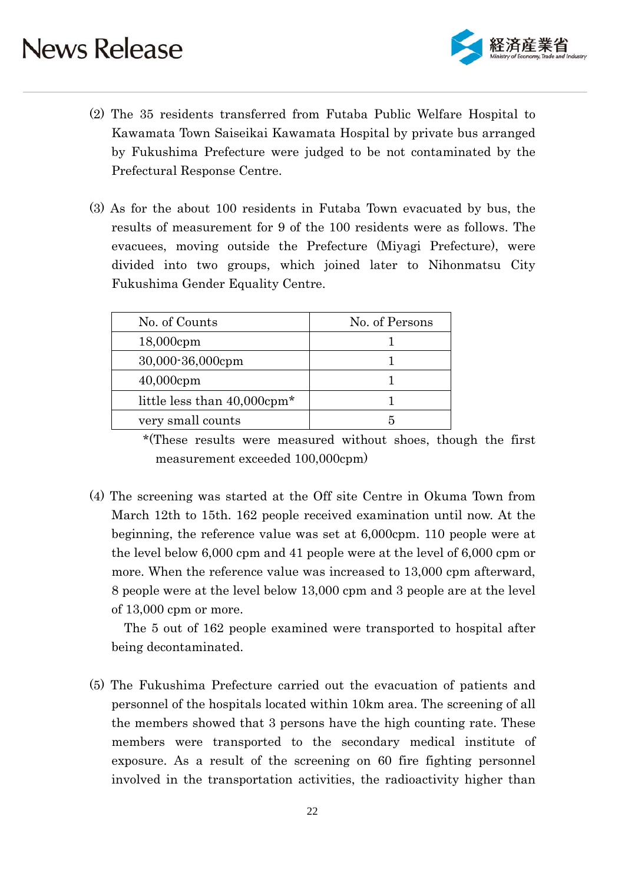(2) The 35 residents transferred from Futaba Public Welfare Hospital to Kawamata Town Saiseikai Kawamata Hospital by private bus arranged by Fukushima Prefecture were judged to be not contaminated by the Prefectural Response Centre.

(3) As for the about 100 residents in Futaba Town evacuated by bus, the results of measurement for 9 of the 100 residents were as follows. The evacuees, moving outside the Prefecture (Miyagi Prefecture), were divided into two groups, which joined later to Nihonmatsu City Fukushima Gender Equality Centre.

| No. of Counts | No. of Persons |
|---|---|
| 18,000cpm | 1 |
| 30,000-36,000cpm | 1 |
| 40,000cpm | 1 |
| little less than 40,000cpm* | 1 |
| very small counts | 5 |

*(These results were measured without shoes, though the first measurement exceeded 100,000cpm)

(4) The screening was started at the Off site Centre in Okuma Town from March 12th to 15th. 162 people received examination until now. At the beginning, the reference value was set at 6,000cpm. 110 people were at the level below 6,000 cpm and 41 people were at the level of 6,000 cpm or more. When the reference value was increased to 13,000 cpm afterward, 8 people were at the level below 13,000 cpm and 3 people are at the level of 13,000 cpm or more.

The 5 out of 162 people examined were transported to hospital after being decontaminated.

(5) The Fukushima Prefecture carried out the evacuation of patients and personnel of the hospitals located within 10km area. The screening of all the members showed that 3 persons have the high counting rate. These members were transported to the secondary medical institute of exposure. As a result of the screening on 60 fire fighting personnel involved in the transportation activities, the radioactivity higher than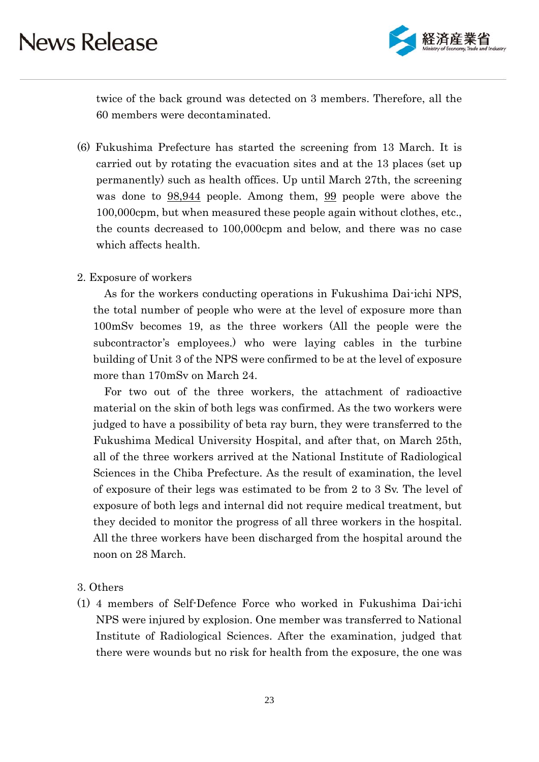twice of the back ground was detected on 3 members. Therefore, all the 60 members were decontaminated.

(6) Fukushima Prefecture has started the screening from 13 March. It is carried out by rotating the evacuation sites and at the 13 places (set up permanently) such as health offices. Up until March 27th, the screening was done to 98,944 people. Among them, 99 people were above the 100,000cpm, but when measured these people again without clothes, etc., the counts decreased to 100,000cpm and below, and there was no case which affects health.

2. Exposure of workers

As for the workers conducting operations in Fukushima Dai-ichi NPS, the total number of people who were at the level of exposure more than 100mSv becomes 19, as the three workers (All the people were the subcontractor's employees.) who were laying cables in the turbine building of Unit 3 of the NPS were confirmed to be at the level of exposure more than 170mSv on March 24.

For two out of the three workers, the attachment of radioactive material on the skin of both legs was confirmed. As the two workers were judged to have a possibility of beta ray burn, they were transferred to the Fukushima Medical University Hospital, and after that, on March 25th, all of the three workers arrived at the National Institute of Radiological Sciences in the Chiba Prefecture. As the result of examination, the level of exposure of their legs was estimated to be from 2 to 3 Sv. The level of exposure of both legs and internal did not require medical treatment, but they decided to monitor the progress of all three workers in the hospital. All the three workers have been discharged from the hospital around the noon on 28 March.

3. Others

(1) 4 members of Self-Defence Force who worked in Fukushima Dai-ichi NPS were injured by explosion. One member was transferred to National Institute of Radiological Sciences. After the examination, judged that there were wounds but no risk for health from the exposure, the one was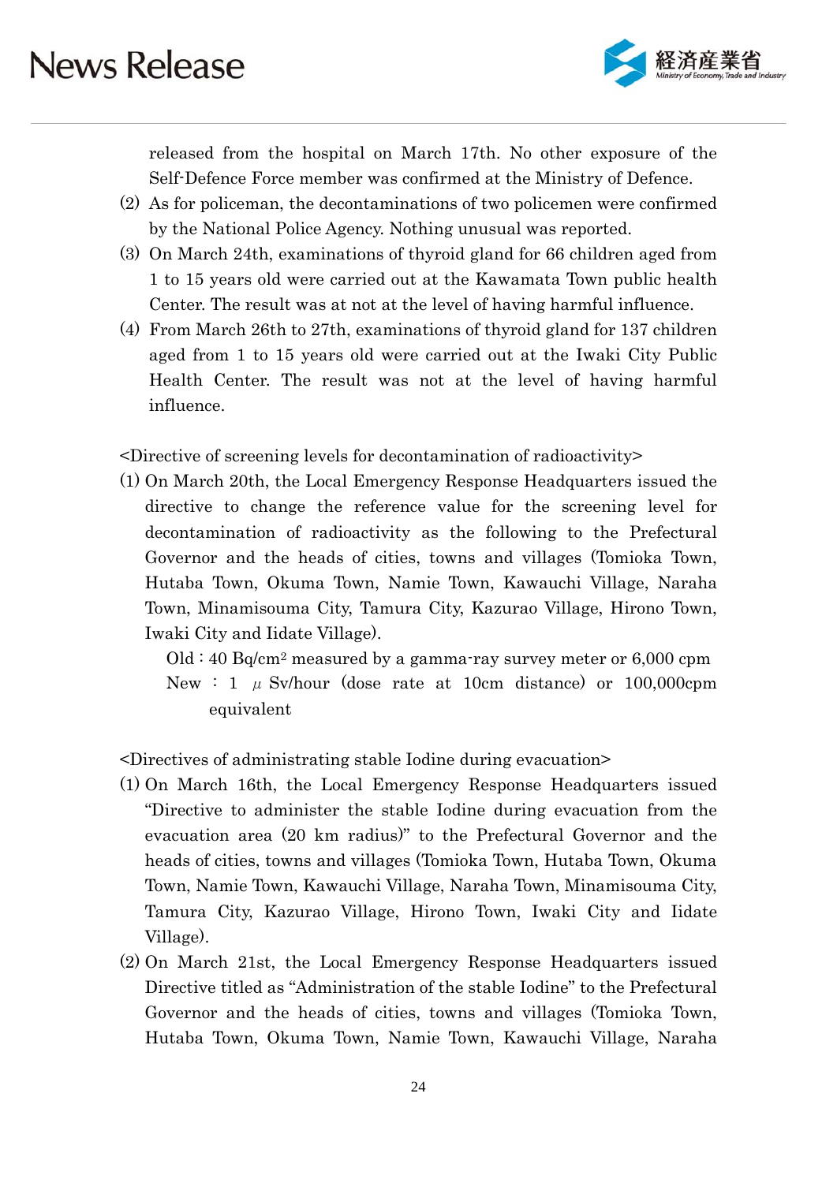released from the hospital on March 17th. No other exposure of the Self-Defence Force member was confirmed at the Ministry of Defence.

(2) As for policeman, the decontaminations of two policemen were confirmed by the National Police Agency. Nothing unusual was reported.

(3) On March 24th, examinations of thyroid gland for 66 children aged from 1 to 15 years old were carried out at the Kawamata Town public health Center. The result was at not at the level of having harmful influence.

(4) From March 26th to 27th, examinations of thyroid gland for 137 children aged from 1 to 15 years old were carried out at the Iwaki City Public Health Center. The result was not at the level of having harmful influence.

<Directive of screening levels for decontamination of radioactivity>

(1) On March 20th, the Local Emergency Response Headquarters issued the directive to change the reference value for the screening level for decontamination of radioactivity as the following to the Prefectural Governor and the heads of cities, towns and villages (Tomioka Town, Hutaba Town, Okuma Town, Namie Town, Kawauchi Village, Naraha Town, Minamisouma City, Tamura City, Kazurao Village, Hirono Town, Iwaki City and Iidate Village).

   Old : 40 $Bq/cm^2$ measured by a gamma-ray survey meter or 6,000 cpm
   New : 1 $\mu$ Sv/hour (dose rate at 10cm distance) or 100,000cpm equivalent

<Directives of administrating stable Iodine during evacuation>

(1) On March 16th, the Local Emergency Response Headquarters issued "Directive to administer the stable Iodine during evacuation from the evacuation area (20 km radius)" to the Prefectural Governor and the heads of cities, towns and villages (Tomioka Town, Hutaba Town, Okuma Town, Namie Town, Kawauchi Village, Naraha Town, Minamisouma City, Tamura City, Kazurao Village, Hirono Town, Iwaki City and Iidate Village).

(2) On March 21st, the Local Emergency Response Headquarters issued Directive titled as "Administration of the stable Iodine" to the Prefectural Governor and the heads of cities, towns and villages (Tomioka Town, Hutaba Town, Okuma Town, Namie Town, Kawauchi Village, Naraha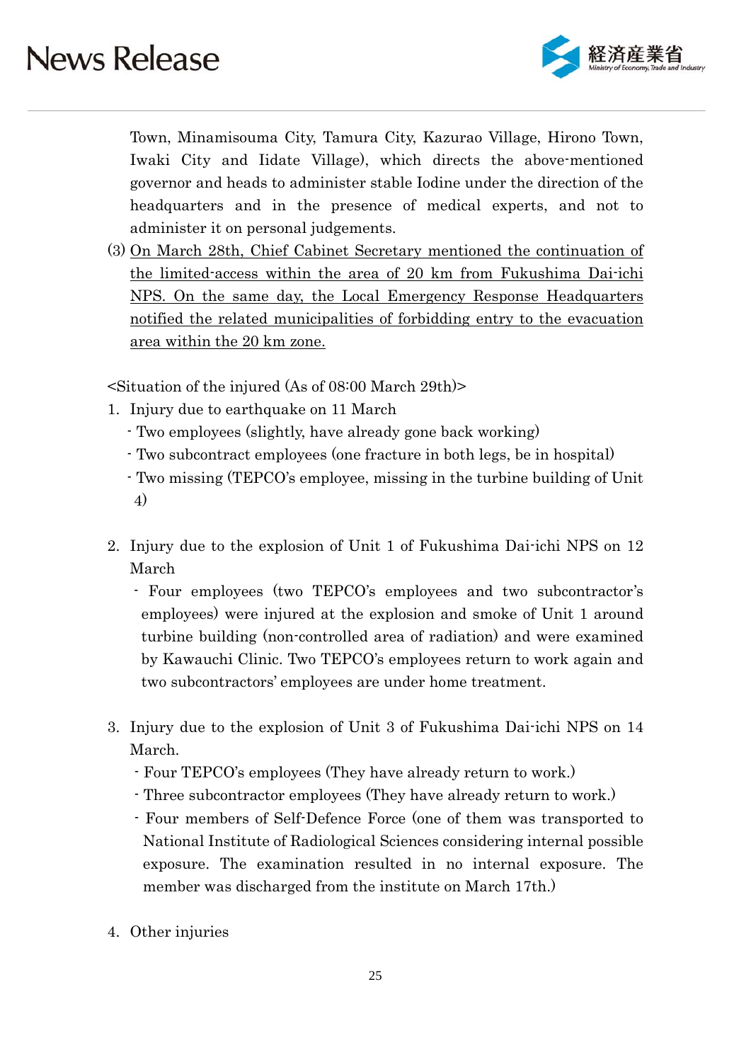Town, Minamisouma City, Tamura City, Kazurao Village, Hirono Town, Iwaki City and Iidate Village), which directs the above-mentioned governor and heads to administer stable Iodine under the direction of the headquarters and in the presence of medical experts, and not to administer it on personal judgements.

(3) <u>On March 28th, Chief Cabinet Secretary mentioned the continuation of the limited-access within the area of 20 km from Fukushima Dai-ichi NPS. On the same day, the Local Emergency Response Headquarters notified the related municipalities of forbidding entry to the evacuation area within the 20 km zone.</u>

<Situation of the injured (As of 08:00 March 29th)>

1. Injury due to earthquake on 11 March
   - Two employees (slightly, have already gone back working)
   - Two subcontract employees (one fracture in both legs, be in hospital)
   - Two missing (TEPCO's employee, missing in the turbine building of Unit 4)

2. Injury due to the explosion of Unit 1 of Fukushima Dai-ichi NPS on 12 March
   - Four employees (two TEPCO's employees and two subcontractor's employees) were injured at the explosion and smoke of Unit 1 around turbine building (non-controlled area of radiation) and were examined by Kawauchi Clinic. Two TEPCO's employees return to work again and two subcontractors' employees are under home treatment.

3. Injury due to the explosion of Unit 3 of Fukushima Dai-ichi NPS on 14 March.
   - Four TEPCO's employees (They have already return to work.)
   - Three subcontractor employees (They have already return to work.)
   - Four members of Self-Defence Force (one of them was transported to National Institute of Radiological Sciences considering internal possible exposure. The examination resulted in no internal exposure. The member was discharged from the institute on March 17th.)

4. Other injuries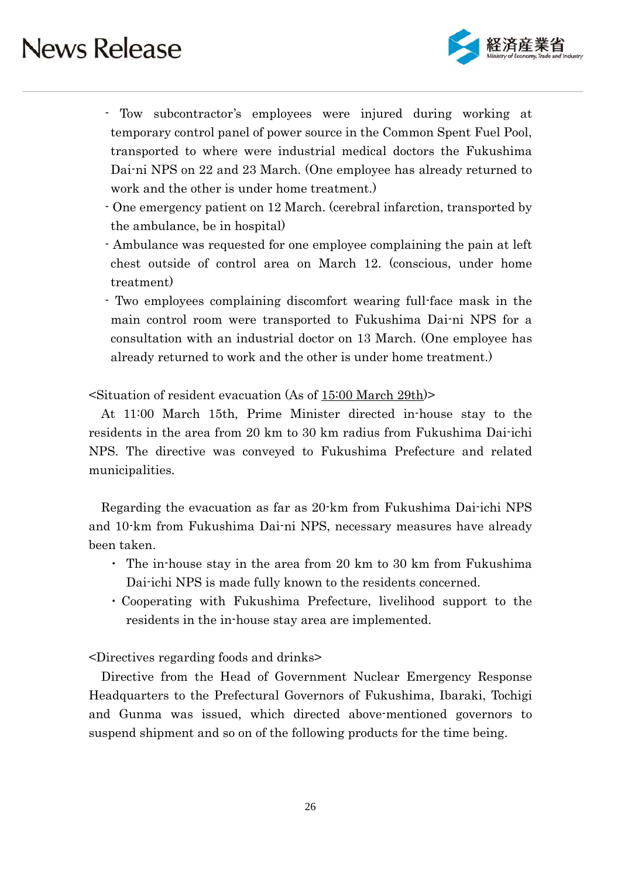- Tow subcontractor's employees were injured during working at temporary control panel of power source in the Common Spent Fuel Pool, transported to where were industrial medical doctors the Fukushima Dai-ni NPS on 22 and 23 March. (One employee has already returned to work and the other is under home treatment.)
- One emergency patient on 12 March. (cerebral infarction, transported by the ambulance, be in hospital)
- Ambulance was requested for one employee complaining the pain at left chest outside of control area on March 12. (conscious, under home treatment)
- Two employees complaining discomfort wearing full-face mask in the main control room were transported to Fukushima Dai-ni NPS for a consultation with an industrial doctor on 13 March. (One employee has already returned to work and the other is under home treatment.)

<Situation of resident evacuation (As of 15:00 March 29th)>

At 11:00 March 15th, Prime Minister directed in-house stay to the residents in the area from 20 km to 30 km radius from Fukushima Dai-ichi NPS. The directive was conveyed to Fukushima Prefecture and related municipalities.

Regarding the evacuation as far as 20-km from Fukushima Dai-ichi NPS and 10-km from Fukushima Dai-ni NPS, necessary measures have already been taken.

- The in-house stay in the area from 20 km to 30 km from Fukushima Dai-ichi NPS is made fully known to the residents concerned.
- Cooperating with Fukushima Prefecture, livelihood support to the residents in the in-house stay area are implemented.

<Directives regarding foods and drinks>

Directive from the Head of Government Nuclear Emergency Response Headquarters to the Prefectural Governors of Fukushima, Ibaraki, Tochigi and Gunma was issued, which directed above-mentioned governors to suspend shipment and so on of the following products for the time being.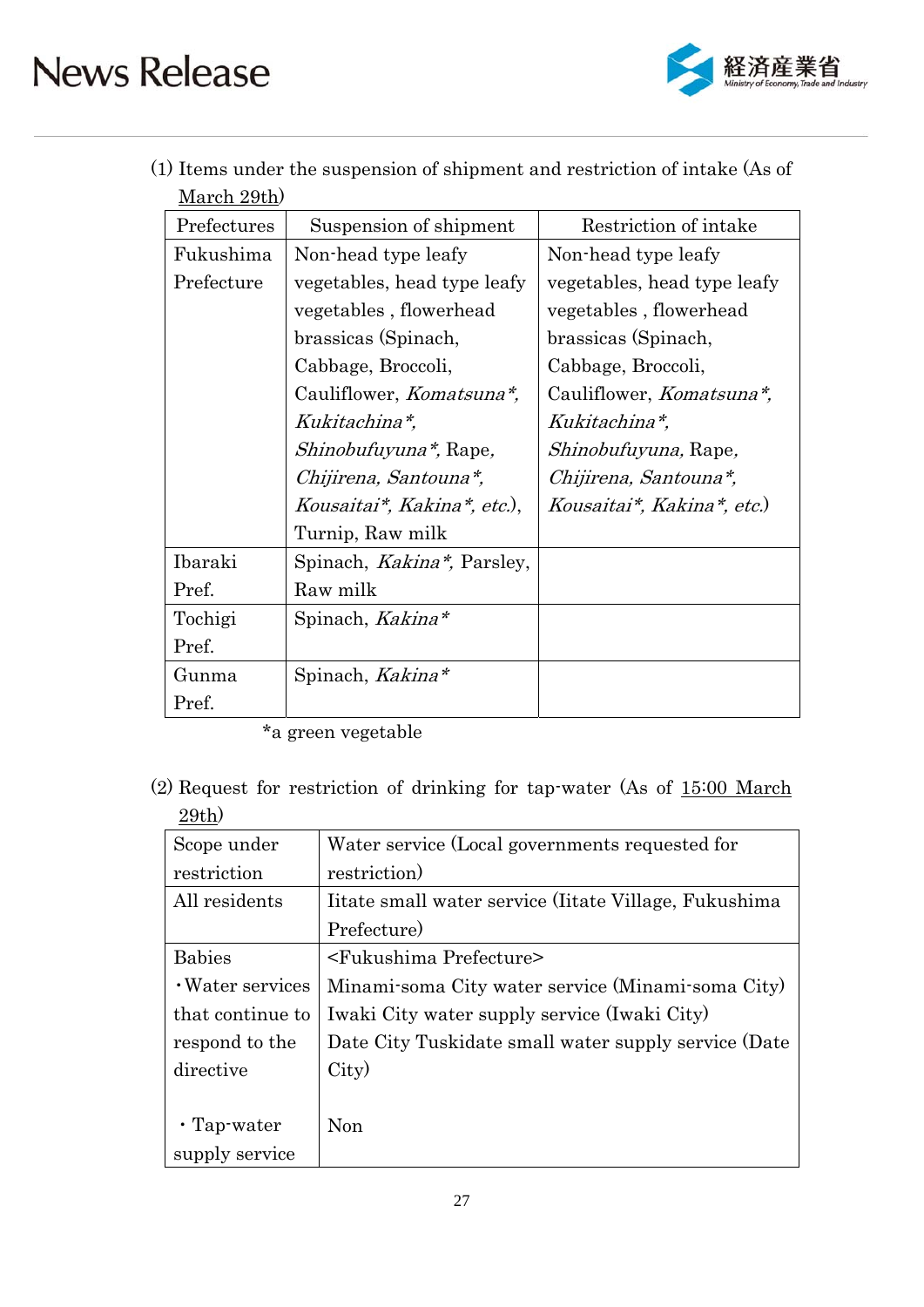(1) Items under the suspension of shipment and restriction of intake (As of March 29th)

| Prefectures | Suspension of shipment | Restriction of intake |
| --- | --- | --- |
| Fukushima Prefecture | Non-head type leafy vegetables, head type leafy vegetables , flowerhead brassicas (Spinach, Cabbage, Broccoli, Cauliflower, *Komatsuna\*, Kukitachina\*, Shinobufuyuna\**, Rape, *Chijirena, Santouna\*, Kousaitai\*, Kakina\*, etc.*), Turnip, Raw milk | Non-head type leafy vegetables, head type leafy vegetables , flowerhead brassicas (Spinach, Cabbage, Broccoli, Cauliflower, *Komatsuna\*, Kukitachina\*, Shinobufuyuna*, Rape, *Chijirena, Santouna\*, Kousaitai\*, Kakina\*, etc.*) |
| Ibaraki Pref. | Spinach, *Kakina\**, Parsley, Raw milk | |
| Tochigi Pref. | Spinach, *Kakina\** | |
| Gunma Pref. | Spinach, *Kakina\** | |

*a green vegetable

(2) Request for restriction of drinking for tap-water (As of 15:00 March 29th)

| Scope under restriction | Water service (Local governments requested for restriction) |
| --- | --- |
| All residents | Iitate small water service (Iitate Village, Fukushima Prefecture) |
| Babies<br>・Water services that continue to respond to the directive<br><br>・Tap-water supply service | <Fukushima Prefecture><br>Minami-soma City water service (Minami-soma City)<br>Iwaki City water supply service (Iwaki City)<br>Date City Tuskidate small water supply service (Date City)<br><br>Non |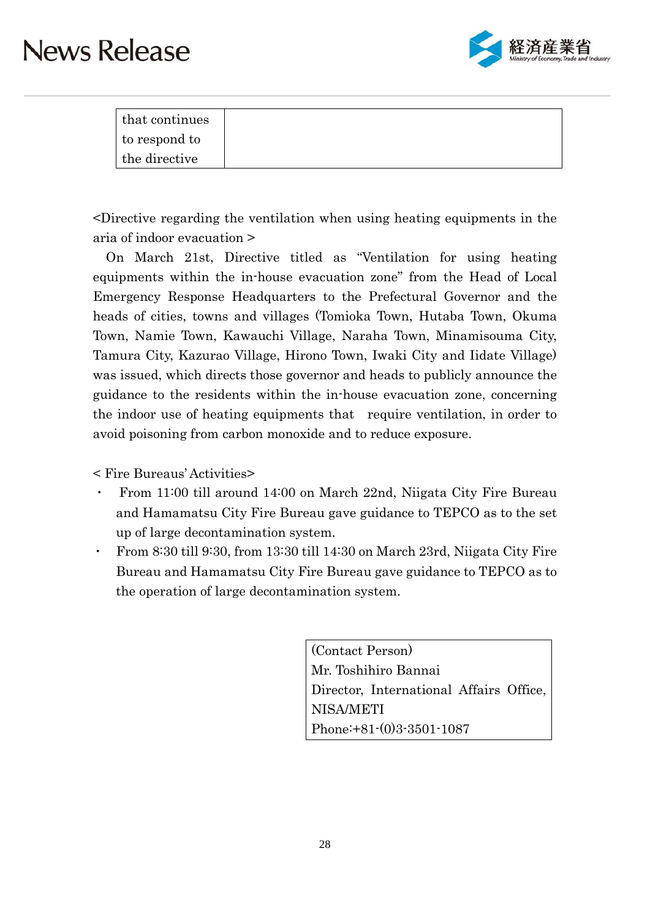| | |
|---|---|
| that continues to respond to the directive | |

<Directive regarding the ventilation when using heating equipments in the aria of indoor evacuation >

On March 21st, Directive titled as "Ventilation for using heating equipments within the in-house evacuation zone" from the Head of Local Emergency Response Headquarters to the Prefectural Governor and the heads of cities, towns and villages (Tomioka Town, Hutaba Town, Okuma Town, Namie Town, Kawauchi Village, Naraha Town, Minamisouma City, Tamura City, Kazurao Village, Hirono Town, Iwaki City and Iidate Village) was issued, which directs those governor and heads to publicly announce the guidance to the residents within the in-house evacuation zone, concerning the indoor use of heating equipments that require ventilation, in order to avoid poisoning from carbon monoxide and to reduce exposure.

< Fire Bureaus' Activities>

- From 11:00 till around 14:00 on March 22nd, Niigata City Fire Bureau and Hamamatsu City Fire Bureau gave guidance to TEPCO as to the set up of large decontamination system.
- From 8:30 till 9:30, from 13:30 till 14:30 on March 23rd, Niigata City Fire Bureau and Hamamatsu City Fire Bureau gave guidance to TEPCO as to the operation of large decontamination system.

(Contact Person)
Mr. Toshihiro Bannai
Director, International Affairs Office, NISA/METI
Phone:+81-(0)3-3501-1087